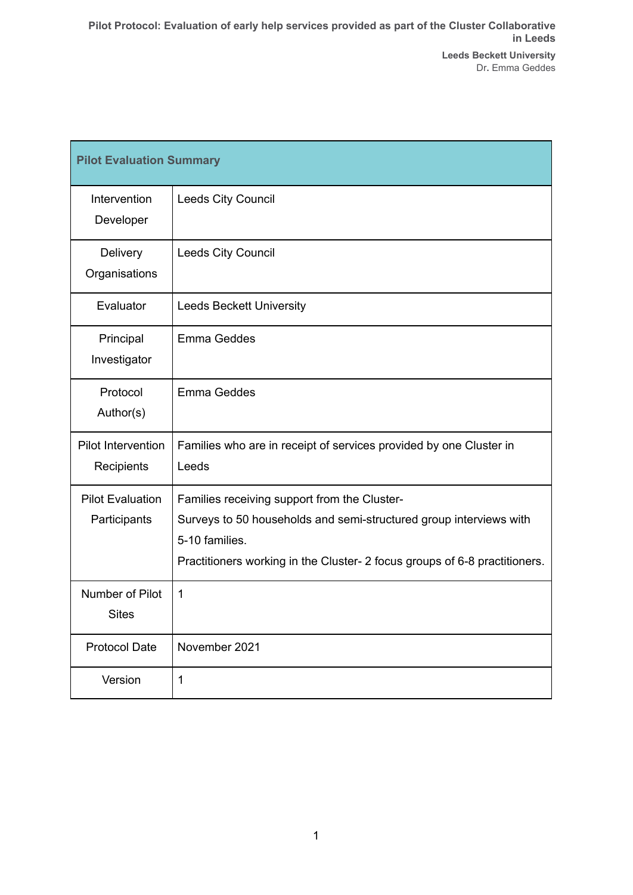| Pilot Evaluation Summary | |
|---|---|
| Intervention Developer | Leeds City Council |
| Delivery Organisations | Leeds City Council |
| Evaluator | Leeds Beckett University |
| Principal Investigator | Emma Geddes |
| Protocol Author(s) | Emma Geddes |
| Pilot Intervention Recipients | Families who are in receipt of services provided by one Cluster in Leeds |
| Pilot Evaluation Participants | Families receiving support from the Cluster-<br>Surveys to 50 households and semi-structured group interviews with 5-10 families.<br>Practitioners working in the Cluster- 2 focus groups of 6-8 practitioners. |
| Number of Pilot Sites | 1 |
| Protocol Date | November 2021 |
| Version | 1 |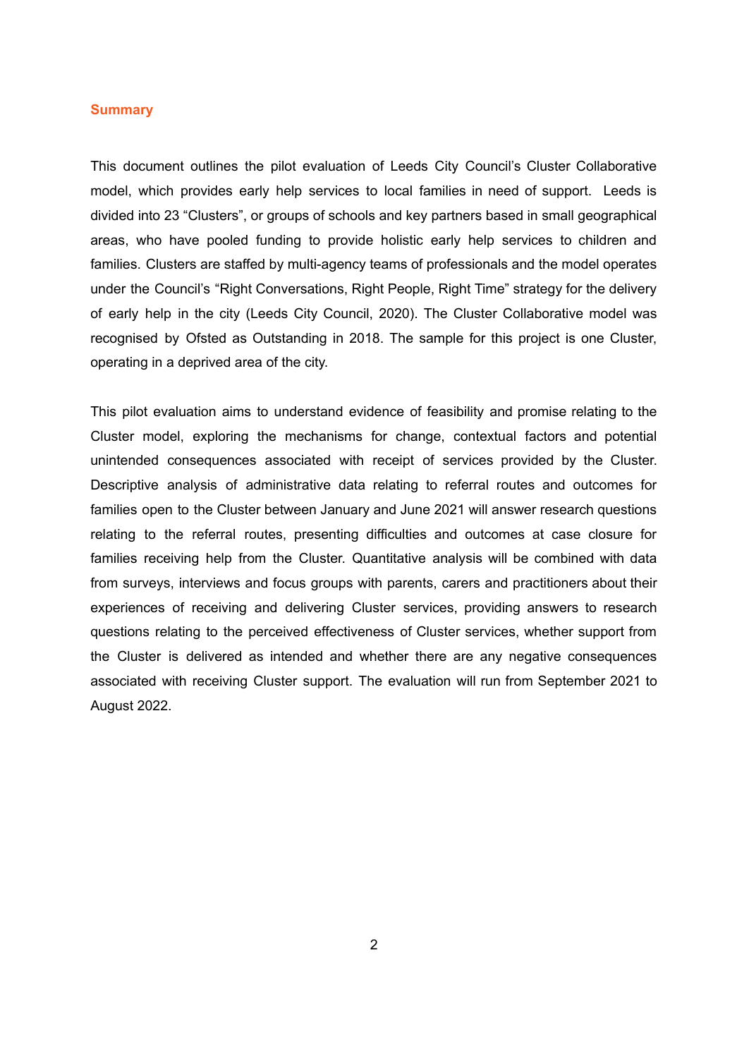## Summary

This document outlines the pilot evaluation of Leeds City Council's Cluster Collaborative model, which provides early help services to local families in need of support. Leeds is divided into 23 "Clusters", or groups of schools and key partners based in small geographical areas, who have pooled funding to provide holistic early help services to children and families. Clusters are staffed by multi-agency teams of professionals and the model operates under the Council's "Right Conversations, Right People, Right Time" strategy for the delivery of early help in the city (Leeds City Council, 2020). The Cluster Collaborative model was recognised by Ofsted as Outstanding in 2018. The sample for this project is one Cluster, operating in a deprived area of the city.

This pilot evaluation aims to understand evidence of feasibility and promise relating to the Cluster model, exploring the mechanisms for change, contextual factors and potential unintended consequences associated with receipt of services provided by the Cluster. Descriptive analysis of administrative data relating to referral routes and outcomes for families open to the Cluster between January and June 2021 will answer research questions relating to the referral routes, presenting difficulties and outcomes at case closure for families receiving help from the Cluster. Quantitative analysis will be combined with data from surveys, interviews and focus groups with parents, carers and practitioners about their experiences of receiving and delivering Cluster services, providing answers to research questions relating to the perceived effectiveness of Cluster services, whether support from the Cluster is delivered as intended and whether there are any negative consequences associated with receiving Cluster support. The evaluation will run from September 2021 to August 2022.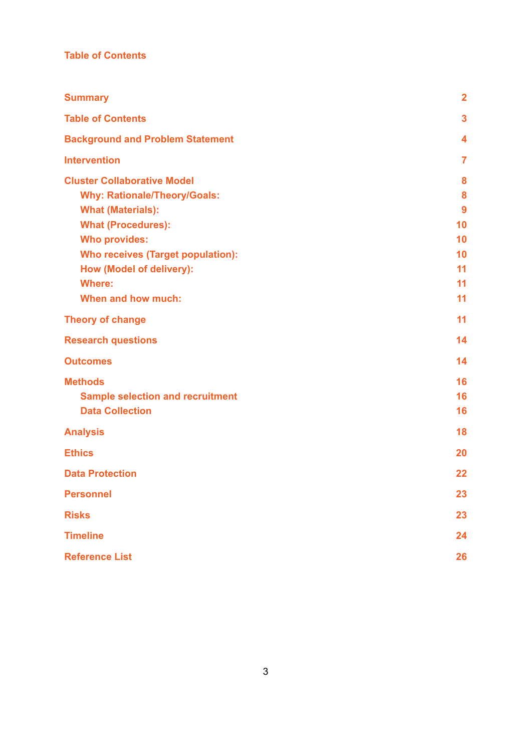## Table of Contents

| | |
|---|---|
| Summary | 2 |
| Table of Contents | 3 |
| Background and Problem Statement | 4 |
| Intervention | 7 |
| Cluster Collaborative Model | 8 |
| Why: Rationale/Theory/Goals: | 8 |
| What (Materials): | 9 |
| What (Procedures): | 10 |
| Who provides: | 10 |
| Who receives (Target population): | 10 |
| How (Model of delivery): | 11 |
| Where: | 11 |
| When and how much: | 11 |
| Theory of change | 11 |
| Research questions | 14 |
| Outcomes | 14 |
| Methods | 16 |
| Sample selection and recruitment | 16 |
| Data Collection | 16 |
| Analysis | 18 |
| Ethics | 20 |
| Data Protection | 22 |
| Personnel | 23 |
| Risks | 23 |
| Timeline | 24 |
| Reference List | 26 |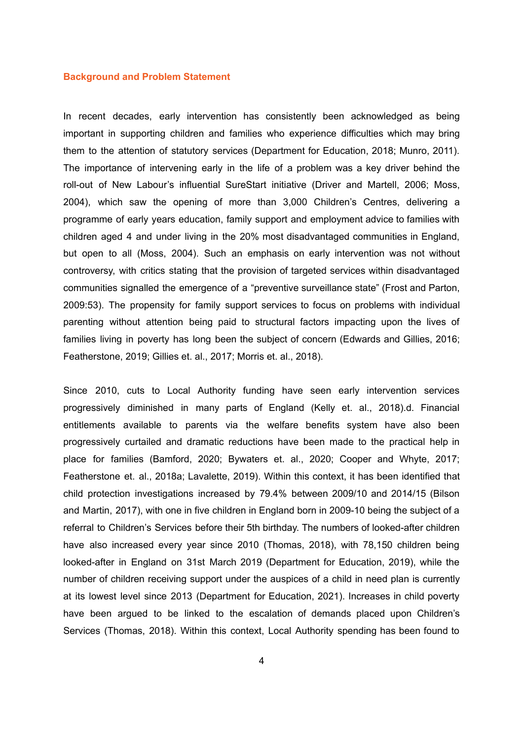### Background and Problem Statement

In recent decades, early intervention has consistently been acknowledged as being important in supporting children and families who experience difficulties which may bring them to the attention of statutory services (Department for Education, 2018; Munro, 2011). The importance of intervening early in the life of a problem was a key driver behind the roll-out of New Labour's influential SureStart initiative (Driver and Martell, 2006; Moss, 2004), which saw the opening of more than 3,000 Children's Centres, delivering a programme of early years education, family support and employment advice to families with children aged 4 and under living in the 20% most disadvantaged communities in England, but open to all (Moss, 2004). Such an emphasis on early intervention was not without controversy, with critics stating that the provision of targeted services within disadvantaged communities signalled the emergence of a "preventive surveillance state" (Frost and Parton, 2009:53). The propensity for family support services to focus on problems with individual parenting without attention being paid to structural factors impacting upon the lives of families living in poverty has long been the subject of concern (Edwards and Gillies, 2016; Featherstone, 2019; Gillies et. al., 2017; Morris et. al., 2018).

Since 2010, cuts to Local Authority funding have seen early intervention services progressively diminished in many parts of England (Kelly et. al., 2018).d. Financial entitlements available to parents via the welfare benefits system have also been progressively curtailed and dramatic reductions have been made to the practical help in place for families (Bamford, 2020; Bywaters et. al., 2020; Cooper and Whyte, 2017; Featherstone et. al., 2018a; Lavalette, 2019). Within this context, it has been identified that child protection investigations increased by 79.4% between 2009/10 and 2014/15 (Bilson and Martin, 2017), with one in five children in England born in 2009-10 being the subject of a referral to Children's Services before their 5th birthday. The numbers of looked-after children have also increased every year since 2010 (Thomas, 2018), with 78,150 children being looked-after in England on 31st March 2019 (Department for Education, 2019), while the number of children receiving support under the auspices of a child in need plan is currently at its lowest level since 2013 (Department for Education, 2021). Increases in child poverty have been argued to be linked to the escalation of demands placed upon Children's Services (Thomas, 2018). Within this context, Local Authority spending has been found to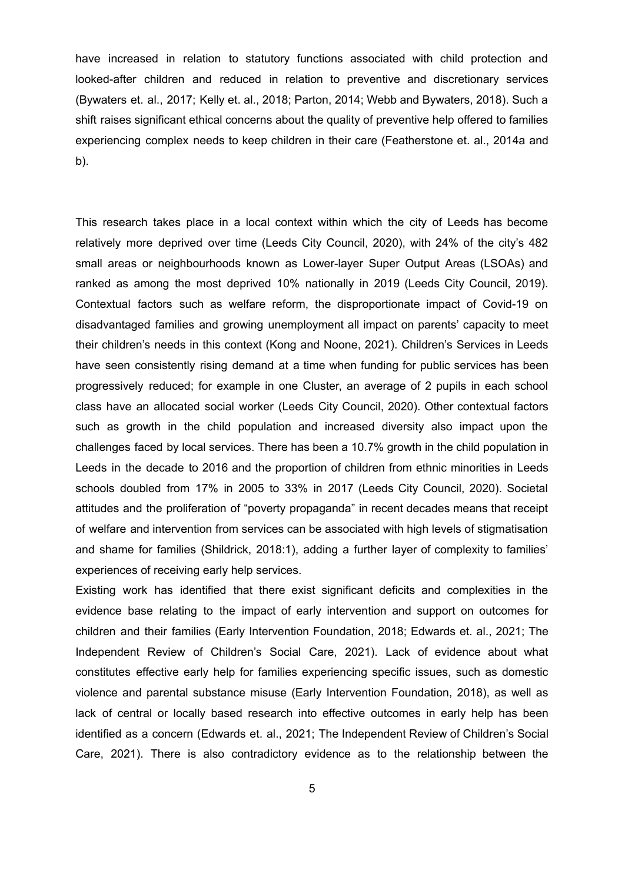have increased in relation to statutory functions associated with child protection and looked-after children and reduced in relation to preventive and discretionary services (Bywaters et. al., 2017; Kelly et. al., 2018; Parton, 2014; Webb and Bywaters, 2018). Such a shift raises significant ethical concerns about the quality of preventive help offered to families experiencing complex needs to keep children in their care (Featherstone et. al., 2014a and b).

This research takes place in a local context within which the city of Leeds has become relatively more deprived over time (Leeds City Council, 2020), with 24% of the city's 482 small areas or neighbourhoods known as Lower-layer Super Output Areas (LSOAs) and ranked as among the most deprived 10% nationally in 2019 (Leeds City Council, 2019). Contextual factors such as welfare reform, the disproportionate impact of Covid-19 on disadvantaged families and growing unemployment all impact on parents' capacity to meet their children's needs in this context (Kong and Noone, 2021). Children's Services in Leeds have seen consistently rising demand at a time when funding for public services has been progressively reduced; for example in one Cluster, an average of 2 pupils in each school class have an allocated social worker (Leeds City Council, 2020). Other contextual factors such as growth in the child population and increased diversity also impact upon the challenges faced by local services. There has been a 10.7% growth in the child population in Leeds in the decade to 2016 and the proportion of children from ethnic minorities in Leeds schools doubled from 17% in 2005 to 33% in 2017 (Leeds City Council, 2020). Societal attitudes and the proliferation of "poverty propaganda" in recent decades means that receipt of welfare and intervention from services can be associated with high levels of stigmatisation and shame for families (Shildrick, 2018:1), adding a further layer of complexity to families' experiences of receiving early help services.

Existing work has identified that there exist significant deficits and complexities in the evidence base relating to the impact of early intervention and support on outcomes for children and their families (Early Intervention Foundation, 2018; Edwards et. al., 2021; The Independent Review of Children's Social Care, 2021). Lack of evidence about what constitutes effective early help for families experiencing specific issues, such as domestic violence and parental substance misuse (Early Intervention Foundation, 2018), as well as lack of central or locally based research into effective outcomes in early help has been identified as a concern (Edwards et. al., 2021; The Independent Review of Children's Social Care, 2021). There is also contradictory evidence as to the relationship between the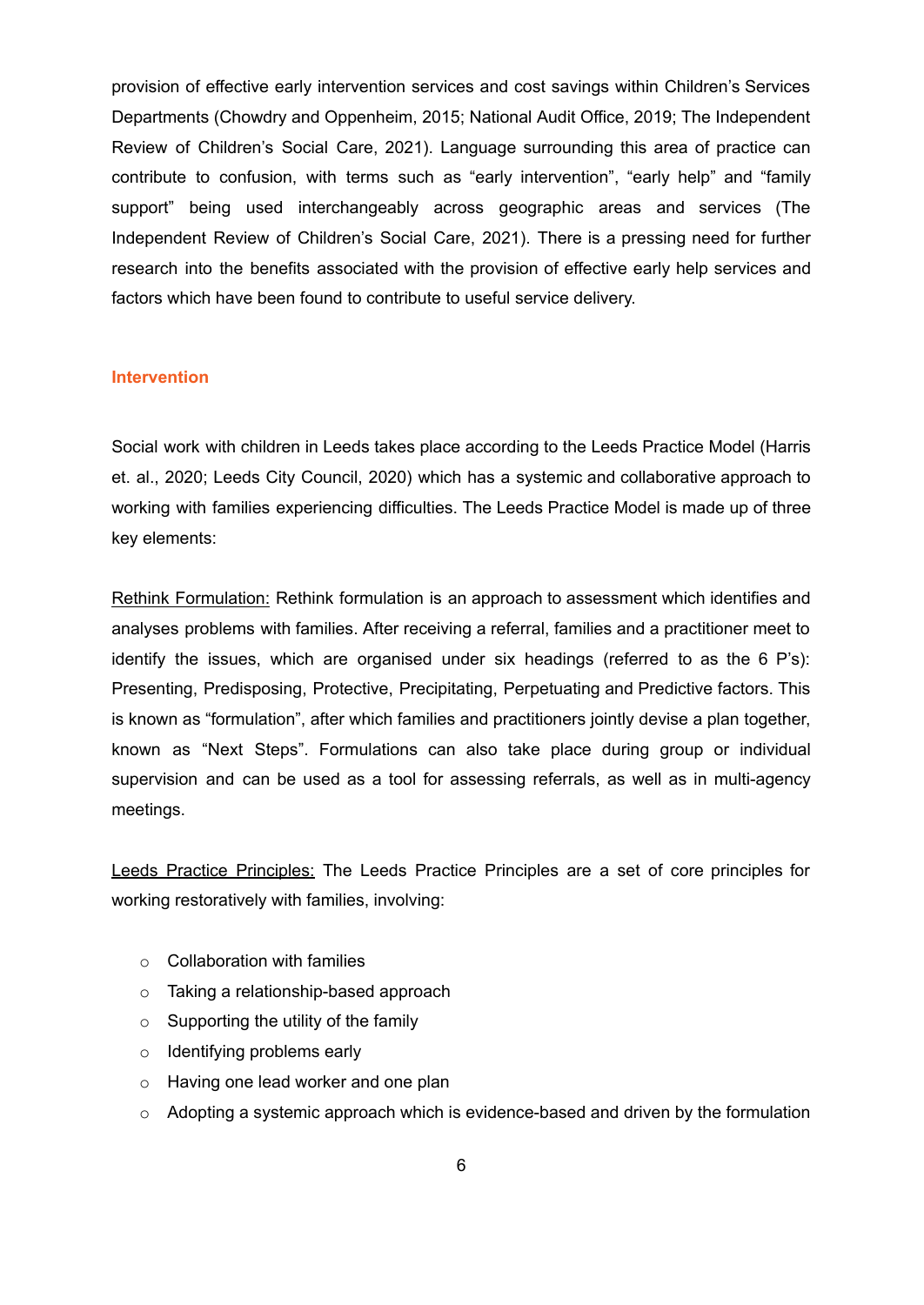provision of effective early intervention services and cost savings within Children's Services Departments (Chowdry and Oppenheim, 2015; National Audit Office, 2019; The Independent Review of Children's Social Care, 2021). Language surrounding this area of practice can contribute to confusion, with terms such as "early intervention", "early help" and "family support" being used interchangeably across geographic areas and services (The Independent Review of Children's Social Care, 2021). There is a pressing need for further research into the benefits associated with the provision of effective early help services and factors which have been found to contribute to useful service delivery.

## Intervention

Social work with children in Leeds takes place according to the Leeds Practice Model (Harris et. al., 2020; Leeds City Council, 2020) which has a systemic and collaborative approach to working with families experiencing difficulties. The Leeds Practice Model is made up of three key elements:

<u>Rethink Formulation:</u> Rethink formulation is an approach to assessment which identifies and analyses problems with families. After receiving a referral, families and a practitioner meet to identify the issues, which are organised under six headings (referred to as the 6 P's): Presenting, Predisposing, Protective, Precipitating, Perpetuating and Predictive factors. This is known as "formulation", after which families and practitioners jointly devise a plan together, known as "Next Steps". Formulations can also take place during group or individual supervision and can be used as a tool for assessing referrals, as well as in multi-agency meetings.

<u>Leeds Practice Principles:</u> The Leeds Practice Principles are a set of core principles for working restoratively with families, involving:

- Collaboration with families
- Taking a relationship-based approach
- Supporting the utility of the family
- Identifying problems early
- Having one lead worker and one plan
- Adopting a systemic approach which is evidence-based and driven by the formulation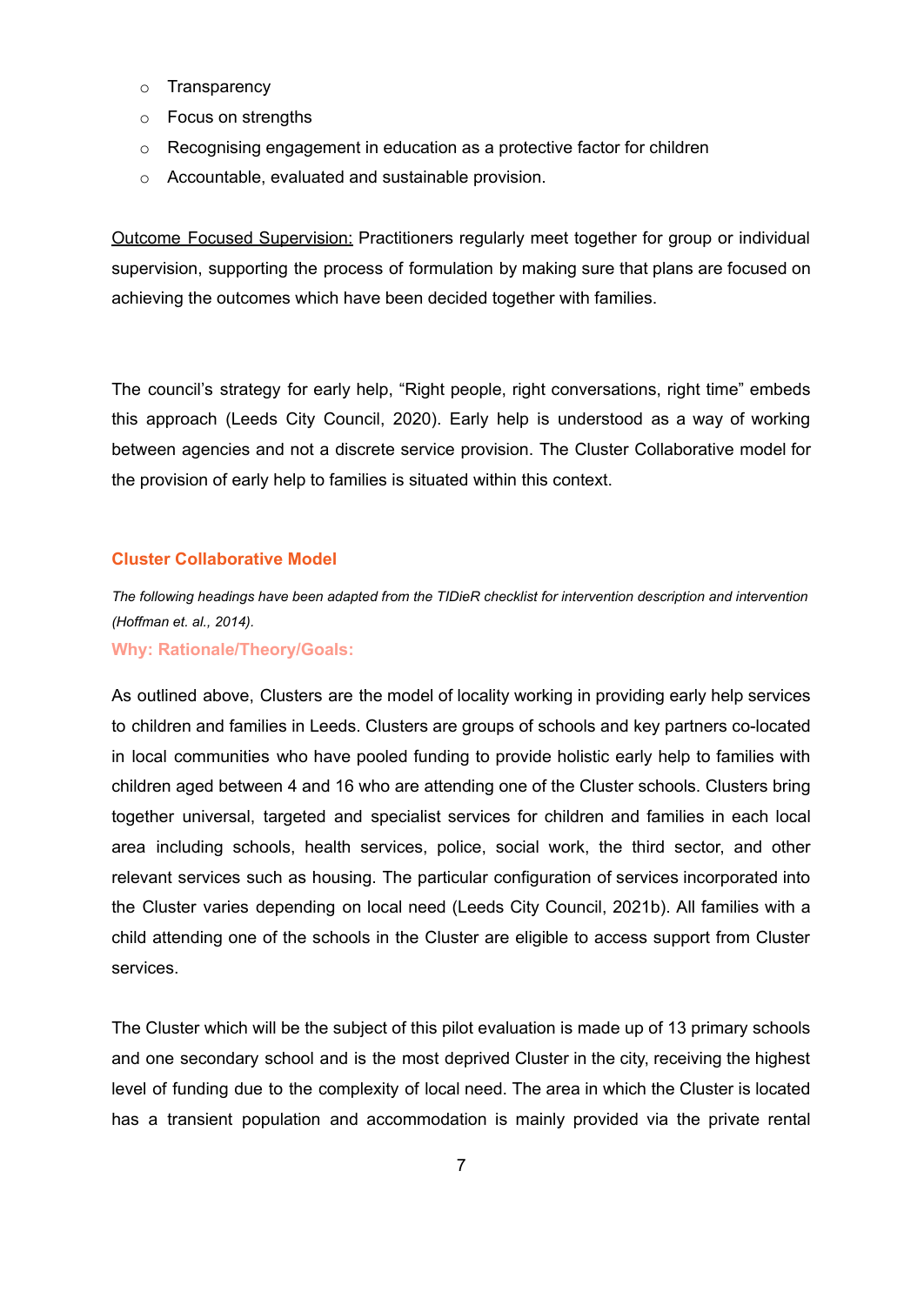- Transparency
- Focus on strengths
- Recognising engagement in education as a protective factor for children
- Accountable, evaluated and sustainable provision.

Outcome Focused Supervision: Practitioners regularly meet together for group or individual supervision, supporting the process of formulation by making sure that plans are focused on achieving the outcomes which have been decided together with families.

The council's strategy for early help, "Right people, right conversations, right time" embeds this approach (Leeds City Council, 2020). Early help is understood as a way of working between agencies and not a discrete service provision. The Cluster Collaborative model for the provision of early help to families is situated within this context.

## Cluster Collaborative Model

*The following headings have been adapted from the TIDieR checklist for intervention description and intervention (Hoffman et. al., 2014).*

### Why: Rationale/Theory/Goals:

As outlined above, Clusters are the model of locality working in providing early help services to children and families in Leeds. Clusters are groups of schools and key partners co-located in local communities who have pooled funding to provide holistic early help to families with children aged between 4 and 16 who are attending one of the Cluster schools. Clusters bring together universal, targeted and specialist services for children and families in each local area including schools, health services, police, social work, the third sector, and other relevant services such as housing. The particular configuration of services incorporated into the Cluster varies depending on local need (Leeds City Council, 2021b). All families with a child attending one of the schools in the Cluster are eligible to access support from Cluster services.

The Cluster which will be the subject of this pilot evaluation is made up of 13 primary schools and one secondary school and is the most deprived Cluster in the city, receiving the highest level of funding due to the complexity of local need. The area in which the Cluster is located has a transient population and accommodation is mainly provided via the private rental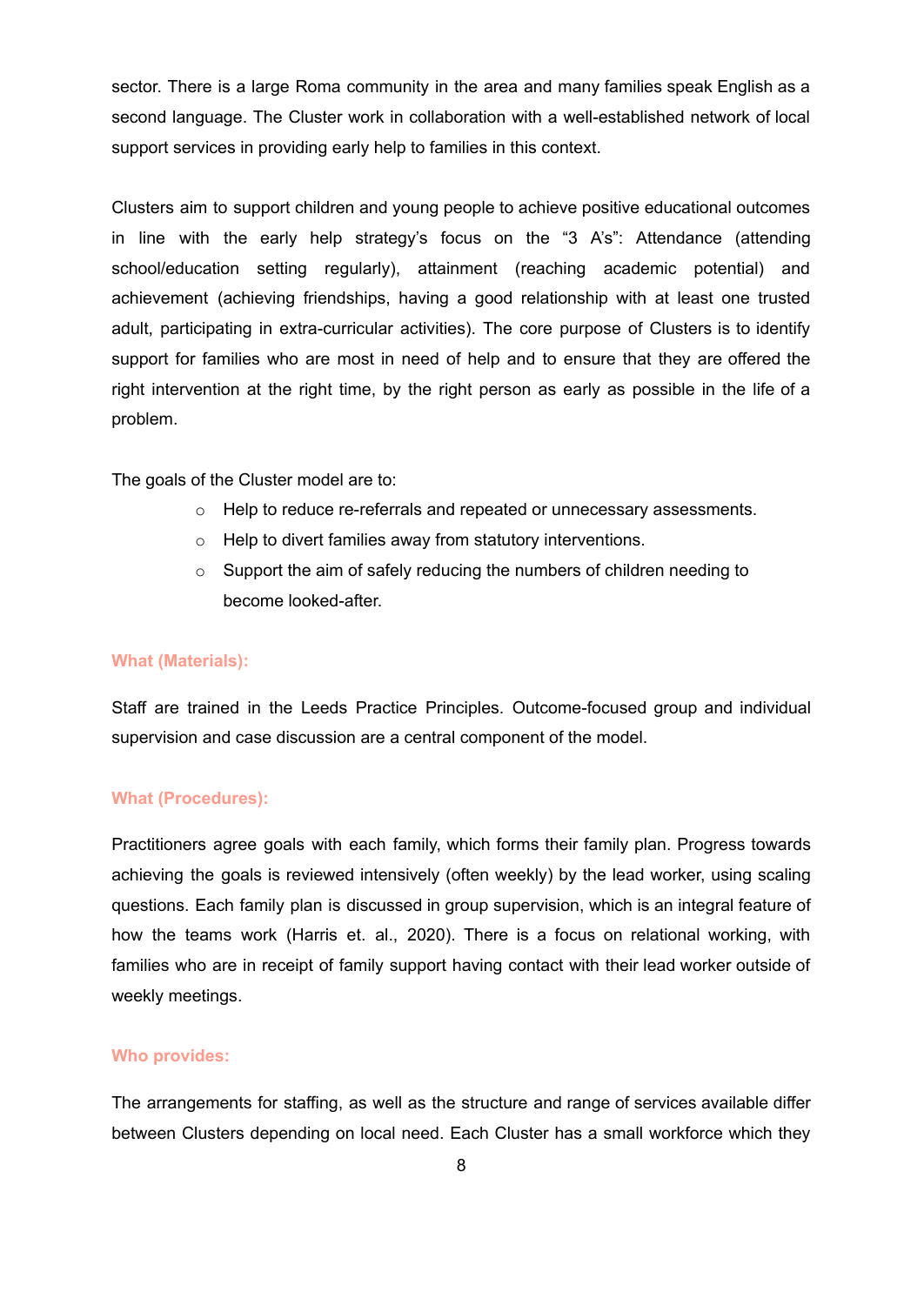sector. There is a large Roma community in the area and many families speak English as a second language. The Cluster work in collaboration with a well-established network of local support services in providing early help to families in this context.

Clusters aim to support children and young people to achieve positive educational outcomes in line with the early help strategy's focus on the "3 A's": Attendance (attending school/education setting regularly), attainment (reaching academic potential) and achievement (achieving friendships, having a good relationship with at least one trusted adult, participating in extra-curricular activities). The core purpose of Clusters is to identify support for families who are most in need of help and to ensure that they are offered the right intervention at the right time, by the right person as early as possible in the life of a problem.

The goals of the Cluster model are to:

- Help to reduce re-referrals and repeated or unnecessary assessments.
- Help to divert families away from statutory interventions.
- Support the aim of safely reducing the numbers of children needing to become looked-after.

#### What (Materials):

Staff are trained in the Leeds Practice Principles. Outcome-focused group and individual supervision and case discussion are a central component of the model.

#### What (Procedures):

Practitioners agree goals with each family, which forms their family plan. Progress towards achieving the goals is reviewed intensively (often weekly) by the lead worker, using scaling questions. Each family plan is discussed in group supervision, which is an integral feature of how the teams work (Harris et. al., 2020). There is a focus on relational working, with families who are in receipt of family support having contact with their lead worker outside of weekly meetings.

#### Who provides:

The arrangements for staffing, as well as the structure and range of services available differ between Clusters depending on local need. Each Cluster has a small workforce which they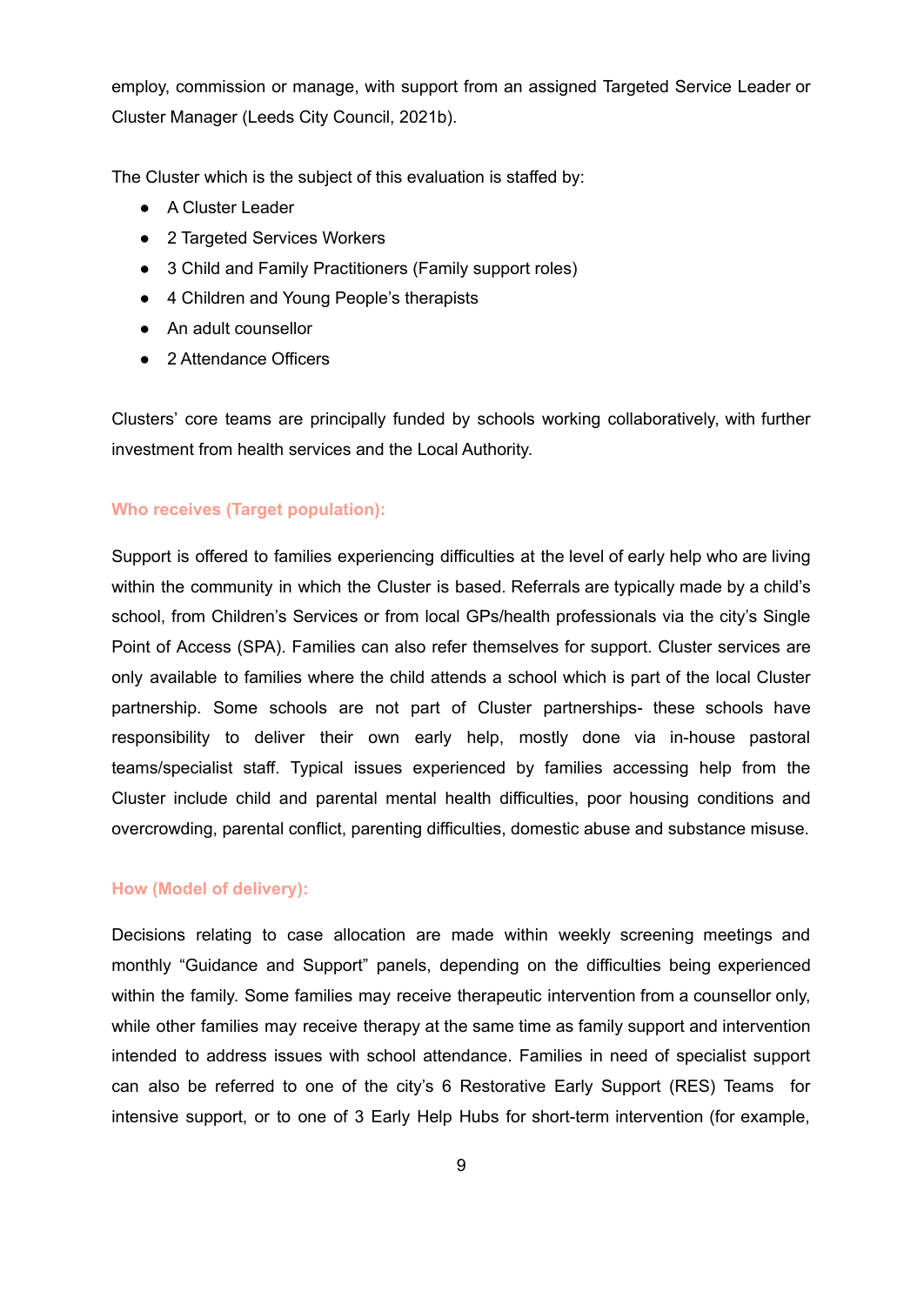employ, commission or manage, with support from an assigned Targeted Service Leader or Cluster Manager (Leeds City Council, 2021b).

The Cluster which is the subject of this evaluation is staffed by:

- A Cluster Leader
- 2 Targeted Services Workers
- 3 Child and Family Practitioners (Family support roles)
- 4 Children and Young People's therapists
- An adult counsellor
- 2 Attendance Officers

Clusters' core teams are principally funded by schools working collaboratively, with further investment from health services and the Local Authority.

### Who receives (Target population):

Support is offered to families experiencing difficulties at the level of early help who are living within the community in which the Cluster is based. Referrals are typically made by a child's school, from Children's Services or from local GPs/health professionals via the city's Single Point of Access (SPA). Families can also refer themselves for support. Cluster services are only available to families where the child attends a school which is part of the local Cluster partnership. Some schools are not part of Cluster partnerships- these schools have responsibility to deliver their own early help, mostly done via in-house pastoral teams/specialist staff. Typical issues experienced by families accessing help from the Cluster include child and parental mental health difficulties, poor housing conditions and overcrowding, parental conflict, parenting difficulties, domestic abuse and substance misuse.

### How (Model of delivery):

Decisions relating to case allocation are made within weekly screening meetings and monthly "Guidance and Support" panels, depending on the difficulties being experienced within the family. Some families may receive therapeutic intervention from a counsellor only, while other families may receive therapy at the same time as family support and intervention intended to address issues with school attendance. Families in need of specialist support can also be referred to one of the city's 6 Restorative Early Support (RES) Teams for intensive support, or to one of 3 Early Help Hubs for short-term intervention (for example,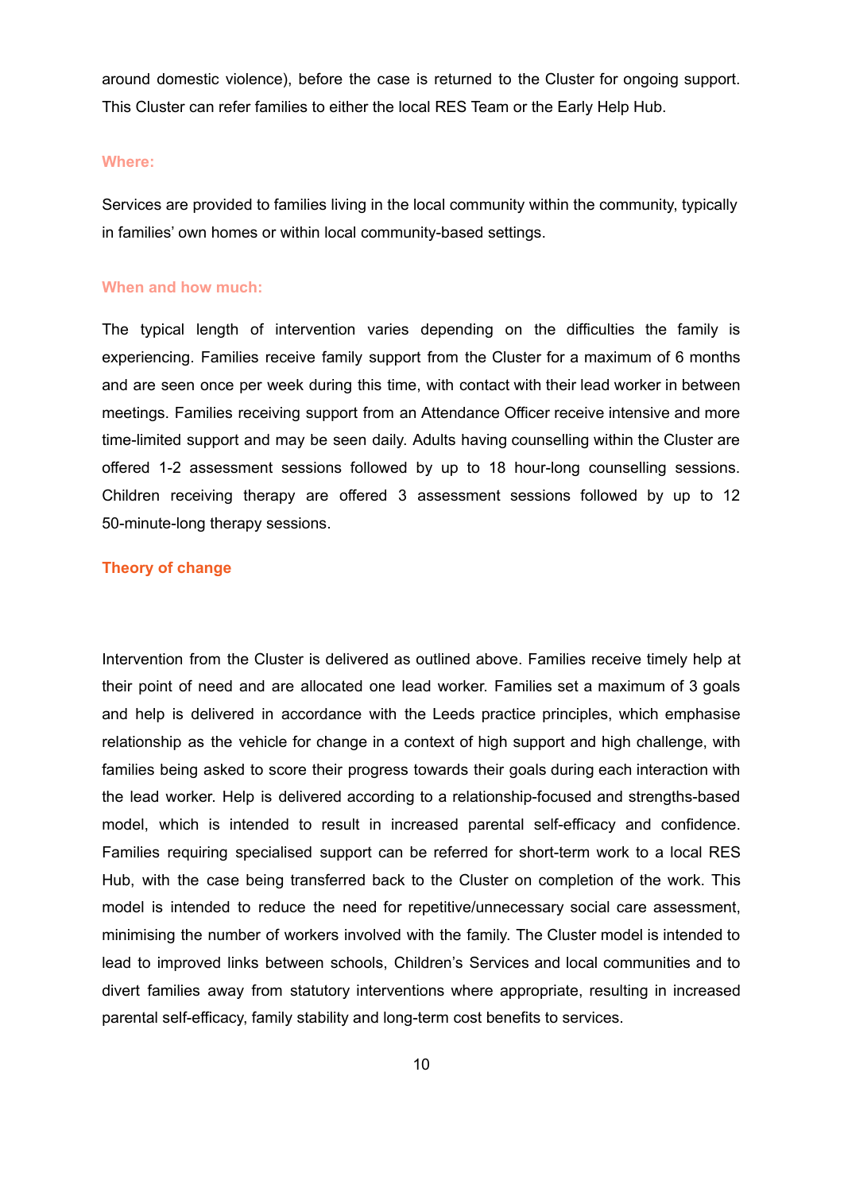around domestic violence), before the case is returned to the Cluster for ongoing support. This Cluster can refer families to either the local RES Team or the Early Help Hub.

### Where:

Services are provided to families living in the local community within the community, typically in families' own homes or within local community-based settings.

### When and how much:

The typical length of intervention varies depending on the difficulties the family is experiencing. Families receive family support from the Cluster for a maximum of 6 months and are seen once per week during this time, with contact with their lead worker in between meetings. Families receiving support from an Attendance Officer receive intensive and more time-limited support and may be seen daily. Adults having counselling within the Cluster are offered 1-2 assessment sessions followed by up to 18 hour-long counselling sessions. Children receiving therapy are offered 3 assessment sessions followed by up to 12 50-minute-long therapy sessions.

## Theory of change

Intervention from the Cluster is delivered as outlined above. Families receive timely help at their point of need and are allocated one lead worker. Families set a maximum of 3 goals and help is delivered in accordance with the Leeds practice principles, which emphasise relationship as the vehicle for change in a context of high support and high challenge, with families being asked to score their progress towards their goals during each interaction with the lead worker. Help is delivered according to a relationship-focused and strengths-based model, which is intended to result in increased parental self-efficacy and confidence. Families requiring specialised support can be referred for short-term work to a local RES Hub, with the case being transferred back to the Cluster on completion of the work. This model is intended to reduce the need for repetitive/unnecessary social care assessment, minimising the number of workers involved with the family. The Cluster model is intended to lead to improved links between schools, Children's Services and local communities and to divert families away from statutory interventions where appropriate, resulting in increased parental self-efficacy, family stability and long-term cost benefits to services.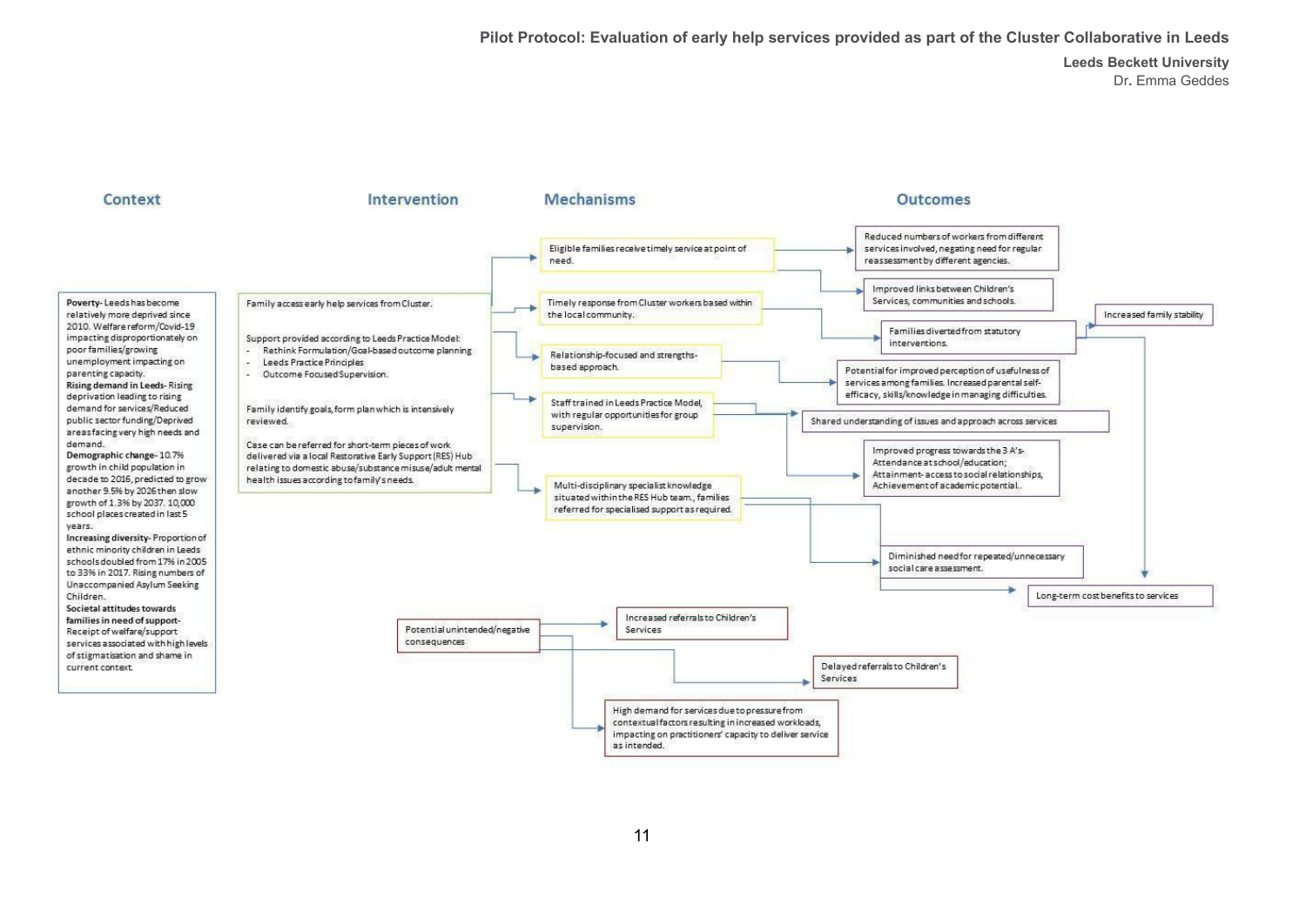## Context

**Poverty**- Leeds has become relatively more deprived since 2010. Welfare reform/Covid-19 impacting disproportionately on poor families/growing unemployment impacting on parenting capacity.
**Rising demand in Leeds**- Rising deprivation leading to rising demand for services/Reduced public sector funding/Deprived areas facing very high needs and demand.
**Demographic change**- 10.7% growth in child population in decade to 2016, predicted to grow another 9.5% by 2026 then slow growth of 1.3% by 2037. 10,000 school places created in last 5 years.
**Increasing diversity**- Proportion of ethnic minority children in Leeds schools doubled from 17% in 2005 to 33% in 2017. Rising numbers of Unaccompanied Asylum Seeking Children.
**Societal attitudes towards families in need of support**- Receipt of welfare/support services associated with high levels of stigmatisation and shame in current context.

## Intervention

Family access early help services from Cluster.

Support provided according to Leeds Practice Model:
- Rethink Formulation/Goal-based outcome planning
- Leeds Practice Principles
- Outcome Focused Supervision.

Family identify goals, form plan which is intensively reviewed.

Case can be referred for short-term pieces of work delivered via a local Restorative Early Support (RES) Hub relating to domestic abuse/substance misuse/adult mental health issues according to family's needs.

## Mechanisms

- Eligible families receive timely service at point of need.
- Timely response from Cluster workers based within the local community.
- Relationship-focused and strengths-based approach.
- Staff trained in Leeds Practice Model, with regular opportunities for group supervision.
- Multi-disciplinary specialist knowledge situated within the RES Hub team., families referred for specialised support as required.

## Outcomes

- Reduced numbers of workers from different services involved, negating need for regular reassessment by different agencies.
- Improved links between Children's Services, communities and schools.
- Families diverted from statutory interventions.
- Increased family stability
- Potential for improved perception of usefulness of services among families. Increased parental self-efficacy, skills/knowledge in managing difficulties.
- Shared understanding of issues and approach across services
- Improved progress towards the 3 A's- Attendance at school/education; Attainment- access to social relationships, Achievement of academic potential.
- Diminished need for repeated/unnecessary social care assessment.
- Long-term cost benefits to services

Potential unintended/negative consequences:
- Increased referrals to Children's Services
- Delayed referrals to Children's Services
- High demand for services due to pressure from contextual factors resulting in increased workloads, impacting on practitioners' capacity to deliver service as intended.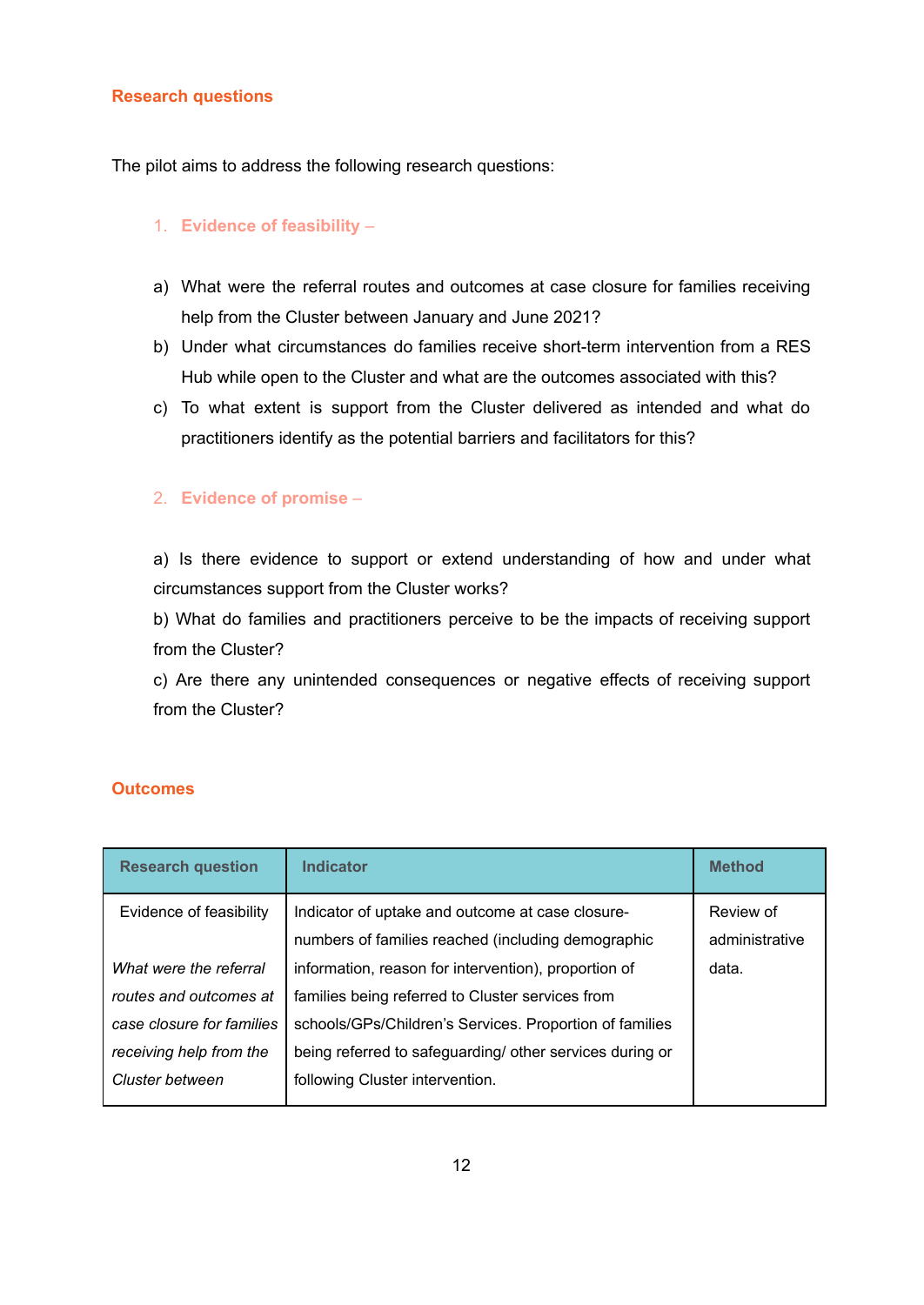## Research questions

The pilot aims to address the following research questions:

1. **Evidence of feasibility –**

a) What were the referral routes and outcomes at case closure for families receiving help from the Cluster between January and June 2021?

b) Under what circumstances do families receive short-term intervention from a RES Hub while open to the Cluster and what are the outcomes associated with this?

c) To what extent is support from the Cluster delivered as intended and what do practitioners identify as the potential barriers and facilitators for this?

2. **Evidence of promise –**

a) Is there evidence to support or extend understanding of how and under what circumstances support from the Cluster works?

b) What do families and practitioners perceive to be the impacts of receiving support from the Cluster?

c) Are there any unintended consequences or negative effects of receiving support from the Cluster?

## Outcomes

| Research question | Indicator | Method |
|---|---|---|
| Evidence of feasibility<br><br>*What were the referral routes and outcomes at case closure for families receiving help from the Cluster between* | Indicator of uptake and outcome at case closure- numbers of families reached (including demographic information, reason for intervention), proportion of families being referred to Cluster services from schools/GPs/Children's Services. Proportion of families being referred to safeguarding/ other services during or following Cluster intervention. | Review of administrative data. |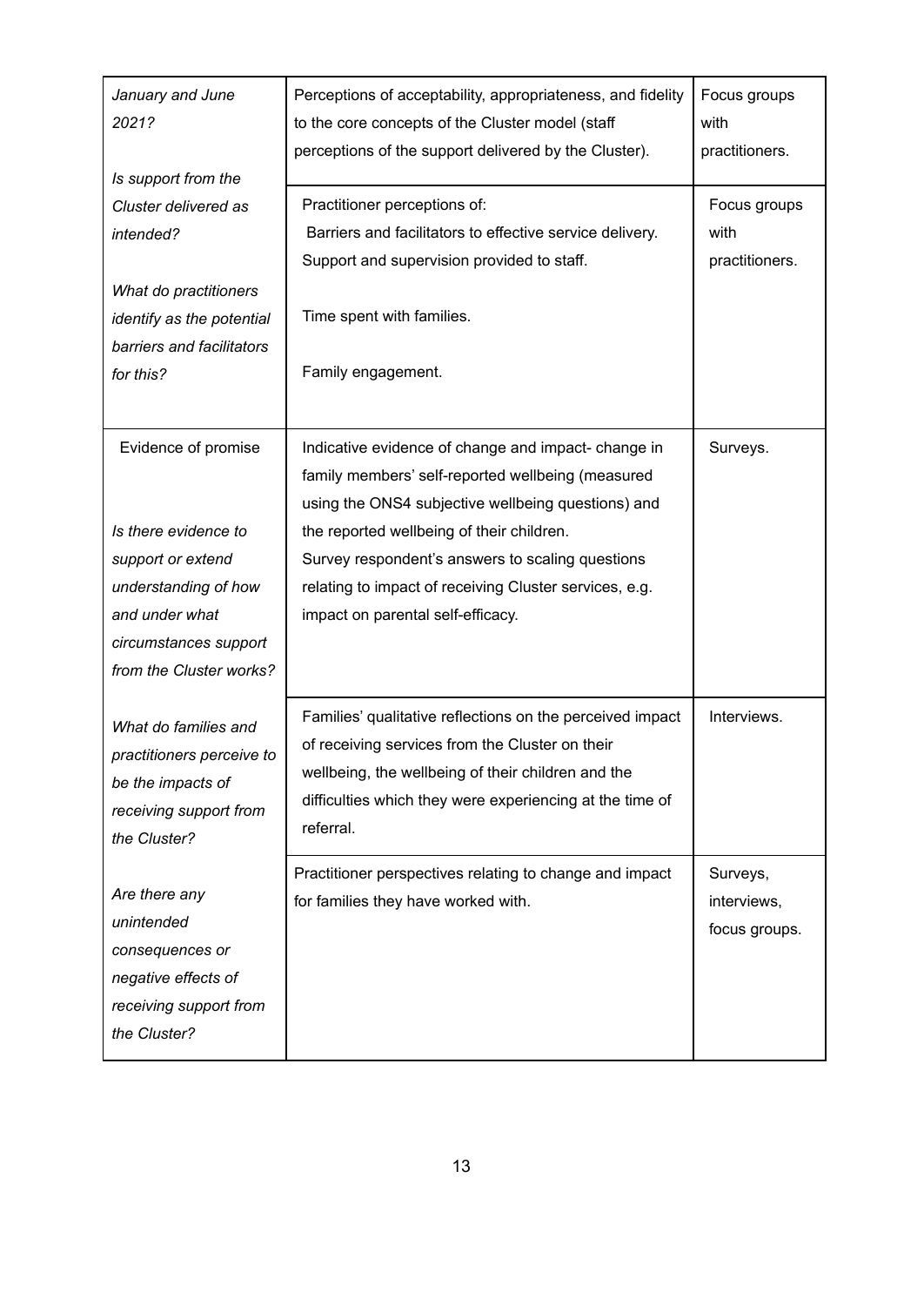| *January and June 2021?*<br><br>*Is support from the Cluster delivered as intended?*<br><br>*What do practitioners identify as the potential barriers and facilitators for this?* | Perceptions of acceptability, appropriateness, and fidelity to the core concepts of the Cluster model (staff perceptions of the support delivered by the Cluster). | Focus groups with practitioners. |
|---|---|---|
| | Practitioner perceptions of:<br>Barriers and facilitators to effective service delivery.<br>Support and supervision provided to staff.<br><br>Time spent with families.<br><br>Family engagement. | Focus groups with practitioners. |
| Evidence of promise<br><br>*Is there evidence to support or extend understanding of how and under what circumstances support from the Cluster works?*<br><br>*What do families and practitioners perceive to be the impacts of receiving support from the Cluster?*<br><br>*Are there any unintended consequences or negative effects of receiving support from the Cluster?* | Indicative evidence of change and impact- change in family members' self-reported wellbeing (measured using the ONS4 subjective wellbeing questions) and the reported wellbeing of their children.<br>Survey respondent's answers to scaling questions relating to impact of receiving Cluster services, e.g. impact on parental self-efficacy. | Surveys. |
| | Families' qualitative reflections on the perceived impact of receiving services from the Cluster on their wellbeing, the wellbeing of their children and the difficulties which they were experiencing at the time of referral. | Interviews. |
| | Practitioner perspectives relating to change and impact for families they have worked with. | Surveys, interviews, focus groups. |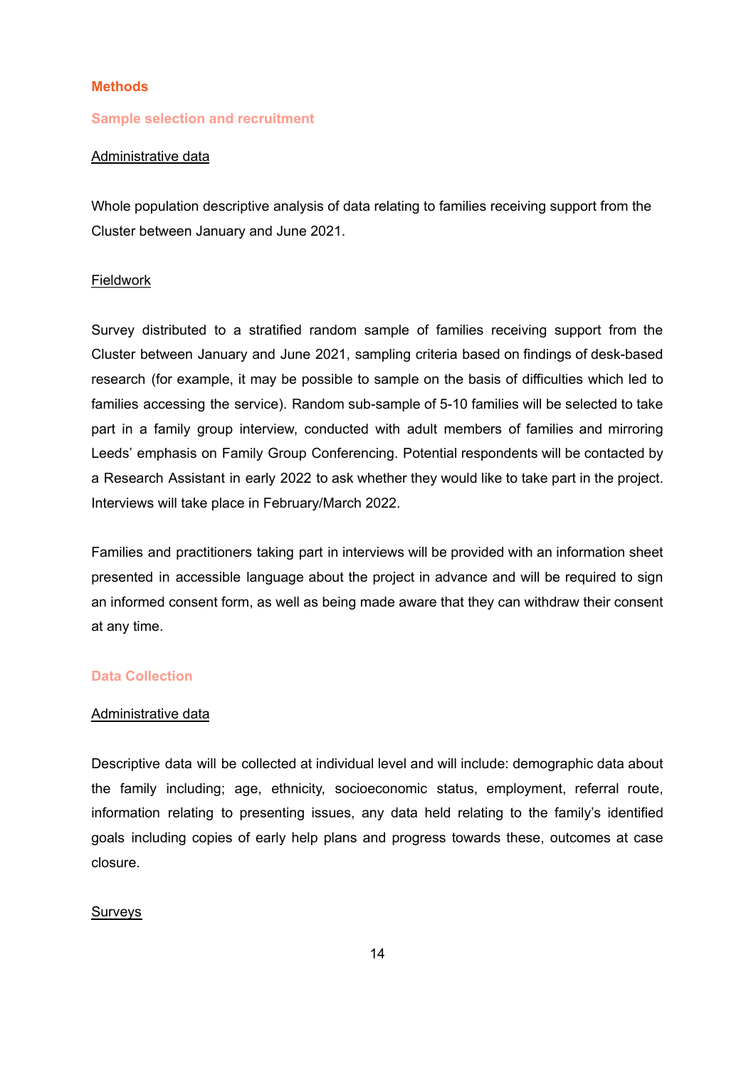## Methods

### Sample selection and recruitment

Administrative data

Whole population descriptive analysis of data relating to families receiving support from the Cluster between January and June 2021.

Fieldwork

Survey distributed to a stratified random sample of families receiving support from the Cluster between January and June 2021, sampling criteria based on findings of desk-based research (for example, it may be possible to sample on the basis of difficulties which led to families accessing the service). Random sub-sample of 5-10 families will be selected to take part in a family group interview, conducted with adult members of families and mirroring Leeds' emphasis on Family Group Conferencing. Potential respondents will be contacted by a Research Assistant in early 2022 to ask whether they would like to take part in the project. Interviews will take place in February/March 2022.

Families and practitioners taking part in interviews will be provided with an information sheet presented in accessible language about the project in advance and will be required to sign an informed consent form, as well as being made aware that they can withdraw their consent at any time.

### Data Collection

Administrative data

Descriptive data will be collected at individual level and will include: demographic data about the family including; age, ethnicity, socioeconomic status, employment, referral route, information relating to presenting issues, any data held relating to the family's identified goals including copies of early help plans and progress towards these, outcomes at case closure.

Surveys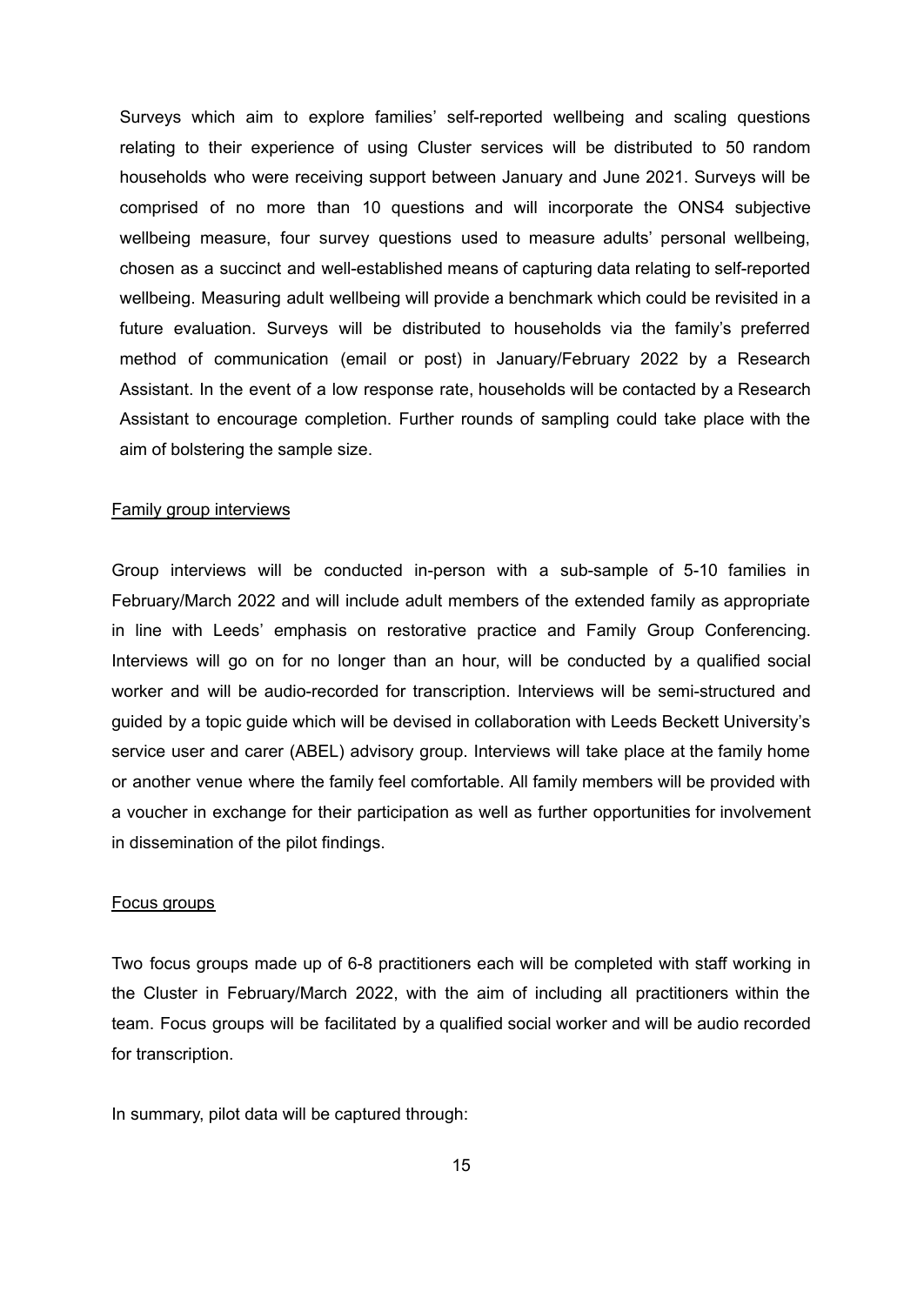Surveys which aim to explore families' self-reported wellbeing and scaling questions relating to their experience of using Cluster services will be distributed to 50 random households who were receiving support between January and June 2021. Surveys will be comprised of no more than 10 questions and will incorporate the ONS4 subjective wellbeing measure, four survey questions used to measure adults' personal wellbeing, chosen as a succinct and well-established means of capturing data relating to self-reported wellbeing. Measuring adult wellbeing will provide a benchmark which could be revisited in a future evaluation. Surveys will be distributed to households via the family's preferred method of communication (email or post) in January/February 2022 by a Research Assistant. In the event of a low response rate, households will be contacted by a Research Assistant to encourage completion. Further rounds of sampling could take place with the aim of bolstering the sample size.

Family group interviews

Group interviews will be conducted in-person with a sub-sample of 5-10 families in February/March 2022 and will include adult members of the extended family as appropriate in line with Leeds' emphasis on restorative practice and Family Group Conferencing. Interviews will go on for no longer than an hour, will be conducted by a qualified social worker and will be audio-recorded for transcription. Interviews will be semi-structured and guided by a topic guide which will be devised in collaboration with Leeds Beckett University's service user and carer (ABEL) advisory group. Interviews will take place at the family home or another venue where the family feel comfortable. All family members will be provided with a voucher in exchange for their participation as well as further opportunities for involvement in dissemination of the pilot findings.

Focus groups

Two focus groups made up of 6-8 practitioners each will be completed with staff working in the Cluster in February/March 2022, with the aim of including all practitioners within the team. Focus groups will be facilitated by a qualified social worker and will be audio recorded for transcription.

In summary, pilot data will be captured through: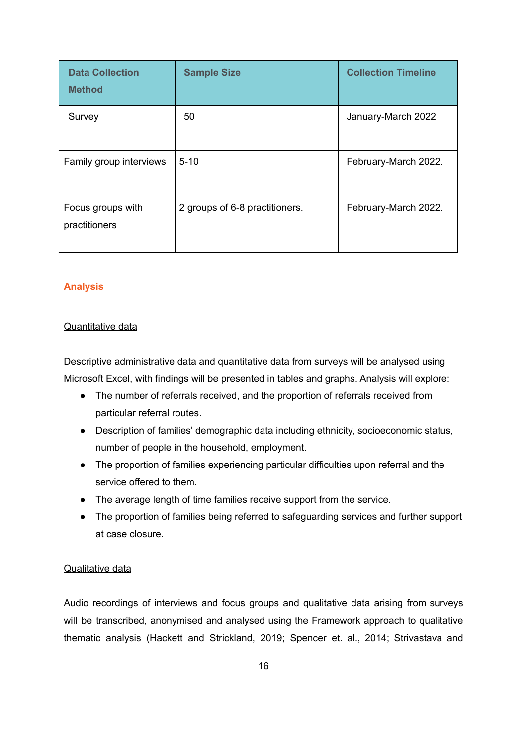| Data Collection Method | Sample Size | Collection Timeline |
| --- | --- | --- |
| Survey | 50 | January-March 2022 |
| Family group interviews | 5-10 | February-March 2022. |
| Focus groups with practitioners | 2 groups of 6-8 practitioners. | February-March 2022. |

## Analysis

Quantitative data

Descriptive administrative data and quantitative data from surveys will be analysed using Microsoft Excel, with findings will be presented in tables and graphs. Analysis will explore:

- The number of referrals received, and the proportion of referrals received from particular referral routes.
- Description of families' demographic data including ethnicity, socioeconomic status, number of people in the household, employment.
- The proportion of families experiencing particular difficulties upon referral and the service offered to them.
- The average length of time families receive support from the service.
- The proportion of families being referred to safeguarding services and further support at case closure.

Qualitative data

Audio recordings of interviews and focus groups and qualitative data arising from surveys will be transcribed, anonymised and analysed using the Framework approach to qualitative thematic analysis (Hackett and Strickland, 2019; Spencer et. al., 2014; Strivastava and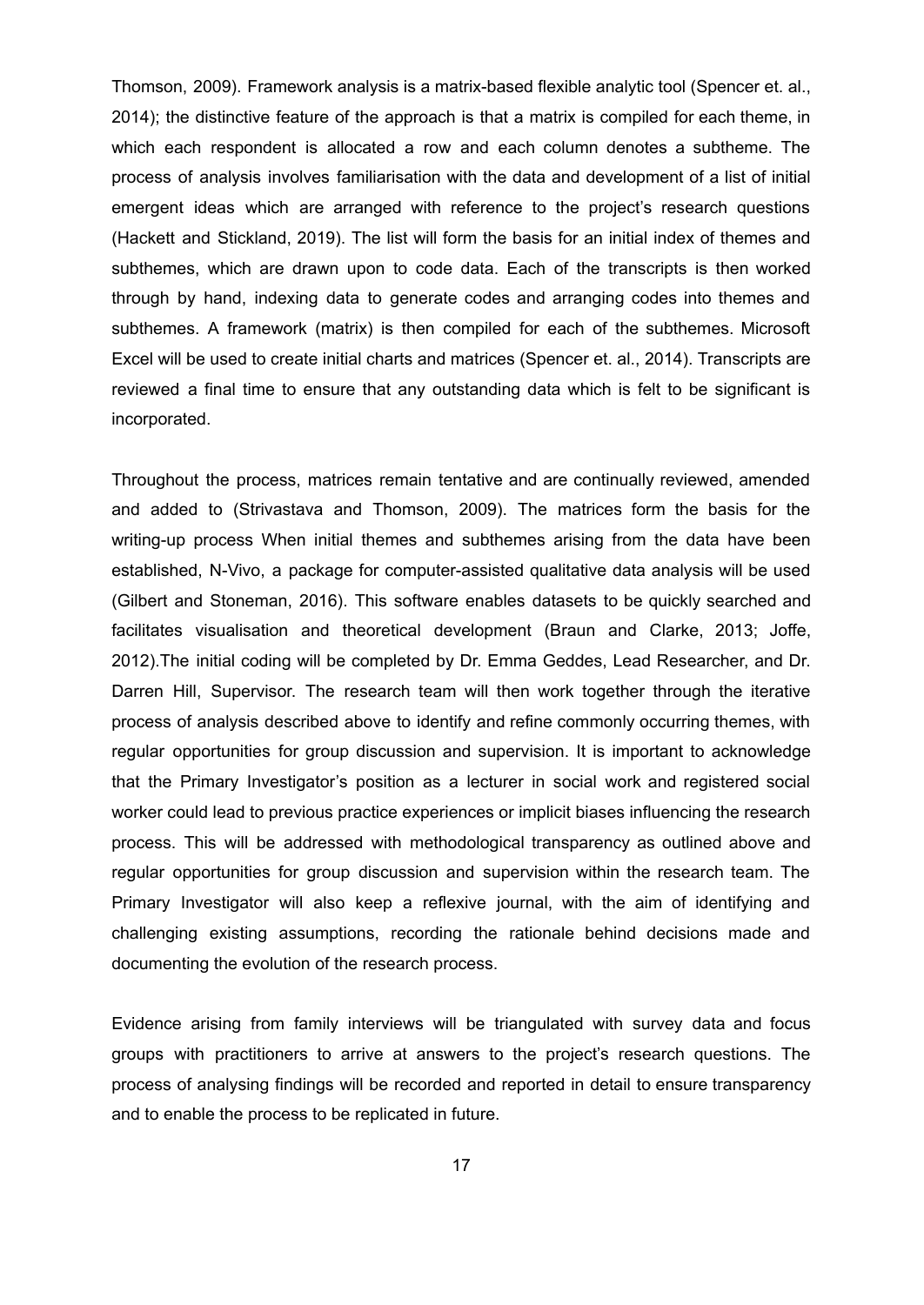Thomson, 2009). Framework analysis is a matrix-based flexible analytic tool (Spencer et. al., 2014); the distinctive feature of the approach is that a matrix is compiled for each theme, in which each respondent is allocated a row and each column denotes a subtheme. The process of analysis involves familiarisation with the data and development of a list of initial emergent ideas which are arranged with reference to the project's research questions (Hackett and Stickland, 2019). The list will form the basis for an initial index of themes and subthemes, which are drawn upon to code data. Each of the transcripts is then worked through by hand, indexing data to generate codes and arranging codes into themes and subthemes. A framework (matrix) is then compiled for each of the subthemes. Microsoft Excel will be used to create initial charts and matrices (Spencer et. al., 2014). Transcripts are reviewed a final time to ensure that any outstanding data which is felt to be significant is incorporated.

Throughout the process, matrices remain tentative and are continually reviewed, amended and added to (Strivastava and Thomson, 2009). The matrices form the basis for the writing-up process When initial themes and subthemes arising from the data have been established, N-Vivo, a package for computer-assisted qualitative data analysis will be used (Gilbert and Stoneman, 2016). This software enables datasets to be quickly searched and facilitates visualisation and theoretical development (Braun and Clarke, 2013; Joffe, 2012).The initial coding will be completed by Dr. Emma Geddes, Lead Researcher, and Dr. Darren Hill, Supervisor. The research team will then work together through the iterative process of analysis described above to identify and refine commonly occurring themes, with regular opportunities for group discussion and supervision. It is important to acknowledge that the Primary Investigator's position as a lecturer in social work and registered social worker could lead to previous practice experiences or implicit biases influencing the research process. This will be addressed with methodological transparency as outlined above and regular opportunities for group discussion and supervision within the research team. The Primary Investigator will also keep a reflexive journal, with the aim of identifying and challenging existing assumptions, recording the rationale behind decisions made and documenting the evolution of the research process.

Evidence arising from family interviews will be triangulated with survey data and focus groups with practitioners to arrive at answers to the project's research questions. The process of analysing findings will be recorded and reported in detail to ensure transparency and to enable the process to be replicated in future.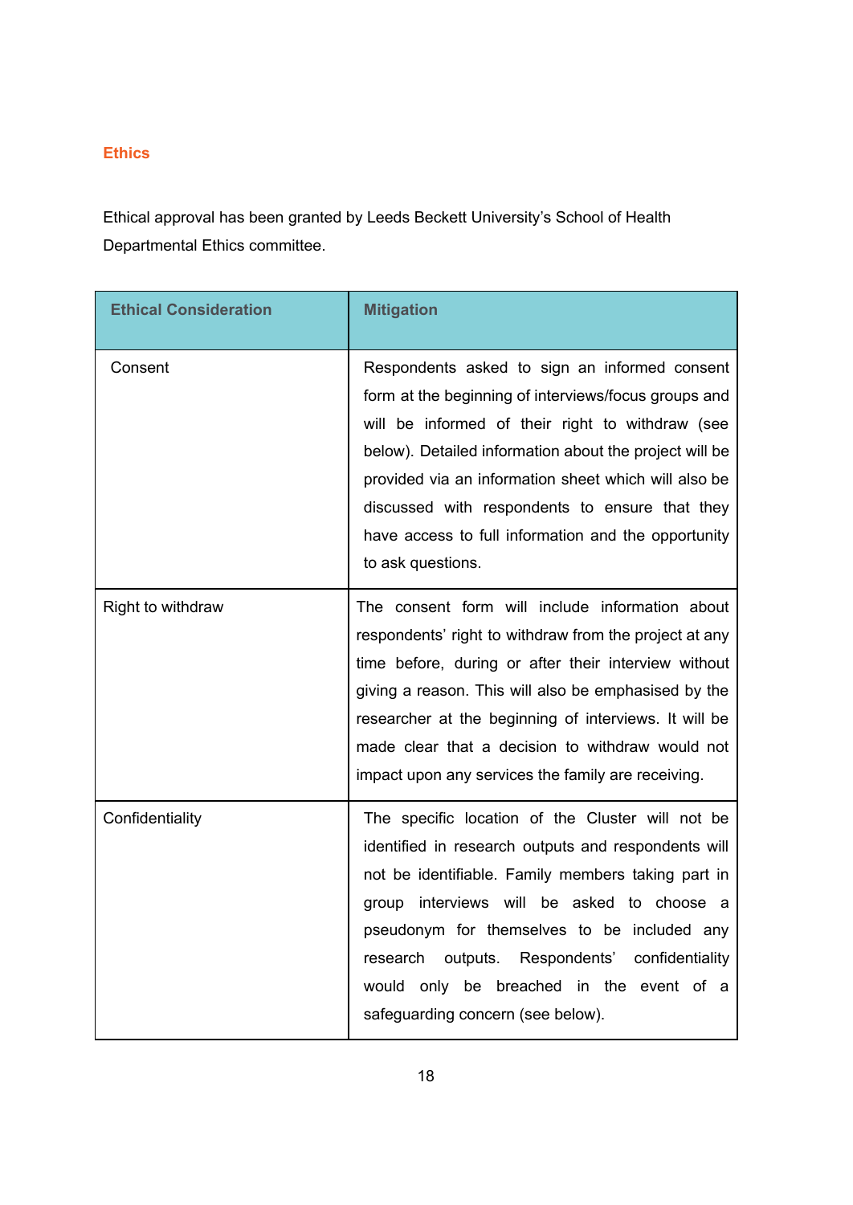## Ethics

Ethical approval has been granted by Leeds Beckett University's School of Health Departmental Ethics committee.

| Ethical Consideration | Mitigation |
| --- | --- |
| Consent | Respondents asked to sign an informed consent form at the beginning of interviews/focus groups and will be informed of their right to withdraw (see below). Detailed information about the project will be provided via an information sheet which will also be discussed with respondents to ensure that they have access to full information and the opportunity to ask questions. |
| Right to withdraw | The consent form will include information about respondents' right to withdraw from the project at any time before, during or after their interview without giving a reason. This will also be emphasised by the researcher at the beginning of interviews. It will be made clear that a decision to withdraw would not impact upon any services the family are receiving. |
| Confidentiality | The specific location of the Cluster will not be identified in research outputs and respondents will not be identifiable. Family members taking part in group interviews will be asked to choose a pseudonym for themselves to be included any research outputs. Respondents' confidentiality would only be breached in the event of a safeguarding concern (see below). |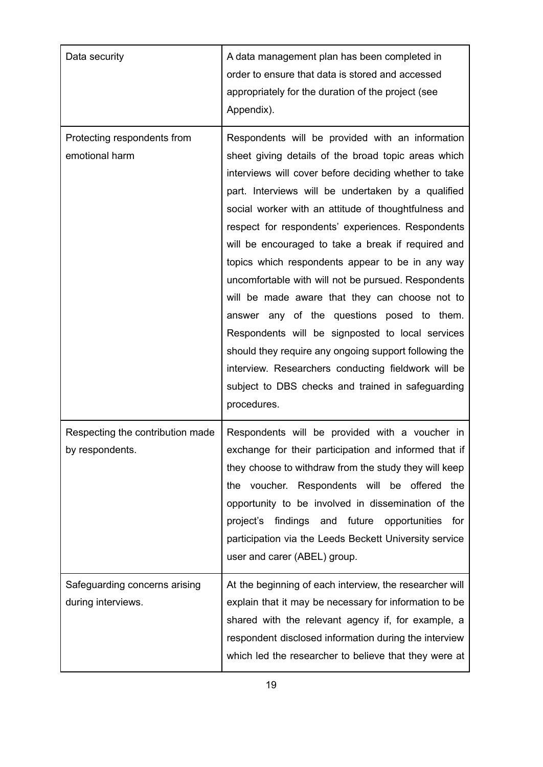| | |
|---|---|
| Data security | A data management plan has been completed in order to ensure that data is stored and accessed appropriately for the duration of the project (see Appendix). |
| Protecting respondents from emotional harm | Respondents will be provided with an information sheet giving details of the broad topic areas which interviews will cover before deciding whether to take part. Interviews will be undertaken by a qualified social worker with an attitude of thoughtfulness and respect for respondents' experiences. Respondents will be encouraged to take a break if required and topics which respondents appear to be in any way uncomfortable with will not be pursued. Respondents will be made aware that they can choose not to answer any of the questions posed to them. Respondents will be signposted to local services should they require any ongoing support following the interview. Researchers conducting fieldwork will be subject to DBS checks and trained in safeguarding procedures. |
| Respecting the contribution made by respondents. | Respondents will be provided with a voucher in exchange for their participation and informed that if they choose to withdraw from the study they will keep the voucher. Respondents will be offered the opportunity to be involved in dissemination of the project's findings and future opportunities for participation via the Leeds Beckett University service user and carer (ABEL) group. |
| Safeguarding concerns arising during interviews. | At the beginning of each interview, the researcher will explain that it may be necessary for information to be shared with the relevant agency if, for example, a respondent disclosed information during the interview which led the researcher to believe that they were at |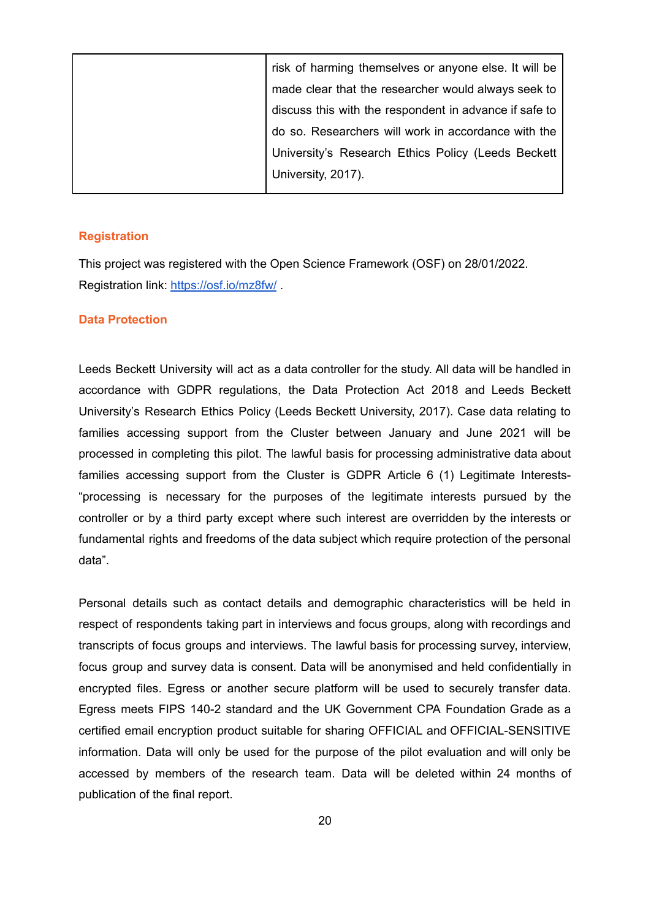| | |
|---|---|
| | risk of harming themselves or anyone else. It will be made clear that the researcher would always seek to discuss this with the respondent in advance if safe to do so. Researchers will work in accordance with the University's Research Ethics Policy (Leeds Beckett University, 2017). |

## Registration

This project was registered with the Open Science Framework (OSF) on 28/01/2022. Registration link: [https://osf.io/mz8fw/](https://osf.io/mz8fw/) .

## Data Protection

Leeds Beckett University will act as a data controller for the study. All data will be handled in accordance with GDPR regulations, the Data Protection Act 2018 and Leeds Beckett University's Research Ethics Policy (Leeds Beckett University, 2017). Case data relating to families accessing support from the Cluster between January and June 2021 will be processed in completing this pilot. The lawful basis for processing administrative data about families accessing support from the Cluster is GDPR Article 6 (1) Legitimate Interests- "processing is necessary for the purposes of the legitimate interests pursued by the controller or by a third party except where such interest are overridden by the interests or fundamental rights and freedoms of the data subject which require protection of the personal data".

Personal details such as contact details and demographic characteristics will be held in respect of respondents taking part in interviews and focus groups, along with recordings and transcripts of focus groups and interviews. The lawful basis for processing survey, interview, focus group and survey data is consent. Data will be anonymised and held confidentially in encrypted files. Egress or another secure platform will be used to securely transfer data. Egress meets FIPS 140-2 standard and the UK Government CPA Foundation Grade as a certified email encryption product suitable for sharing OFFICIAL and OFFICIAL-SENSITIVE information. Data will only be used for the purpose of the pilot evaluation and will only be accessed by members of the research team. Data will be deleted within 24 months of publication of the final report.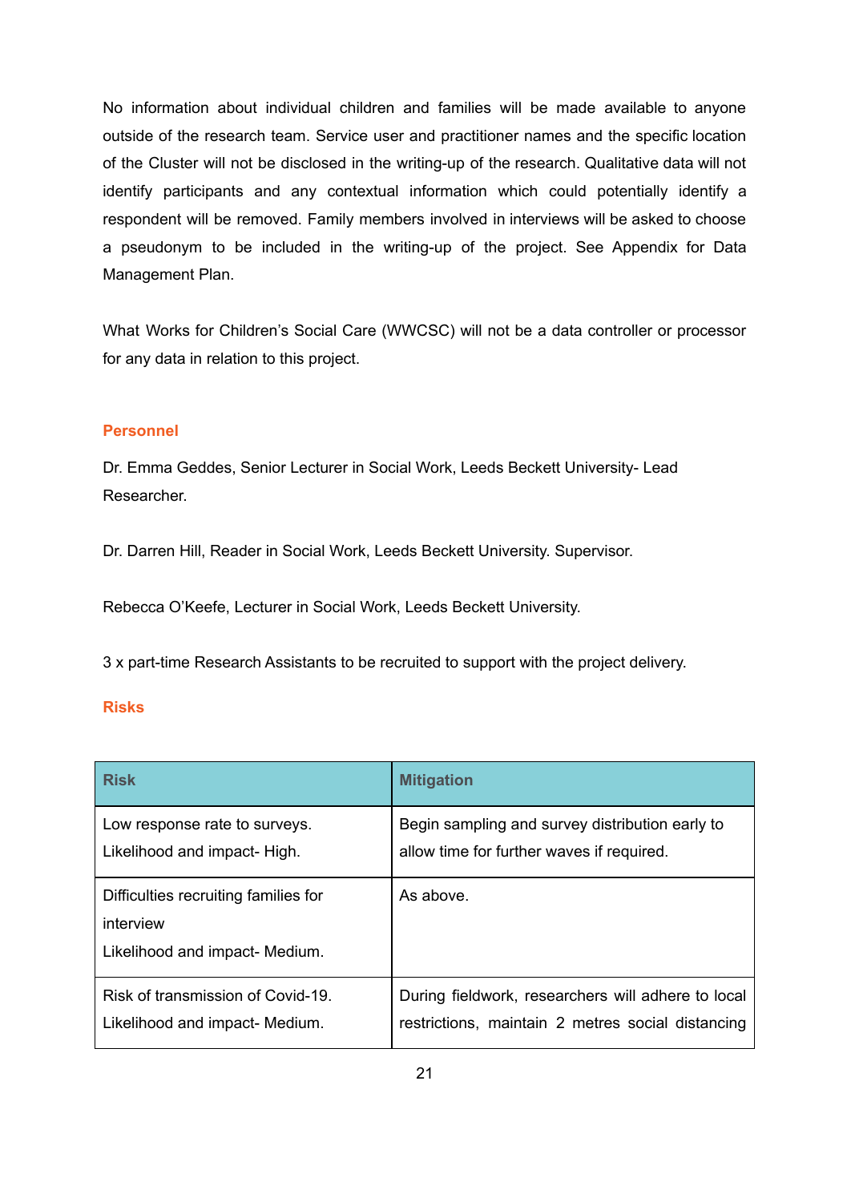No information about individual children and families will be made available to anyone outside of the research team. Service user and practitioner names and the specific location of the Cluster will not be disclosed in the writing-up of the research. Qualitative data will not identify participants and any contextual information which could potentially identify a respondent will be removed. Family members involved in interviews will be asked to choose a pseudonym to be included in the writing-up of the project. See Appendix for Data Management Plan.

What Works for Children's Social Care (WWCSC) will not be a data controller or processor for any data in relation to this project.

## Personnel

Dr. Emma Geddes, Senior Lecturer in Social Work, Leeds Beckett University- Lead Researcher.

Dr. Darren Hill, Reader in Social Work, Leeds Beckett University. Supervisor.

Rebecca O'Keefe, Lecturer in Social Work, Leeds Beckett University.

3 x part-time Research Assistants to be recruited to support with the project delivery.

## Risks

| Risk | Mitigation |
|---|---|
| Low response rate to surveys.<br>Likelihood and impact- High. | Begin sampling and survey distribution early to allow time for further waves if required. |
| Difficulties recruiting families for interview<br>Likelihood and impact- Medium. | As above. |
| Risk of transmission of Covid-19.<br>Likelihood and impact- Medium. | During fieldwork, researchers will adhere to local restrictions, maintain 2 metres social distancing |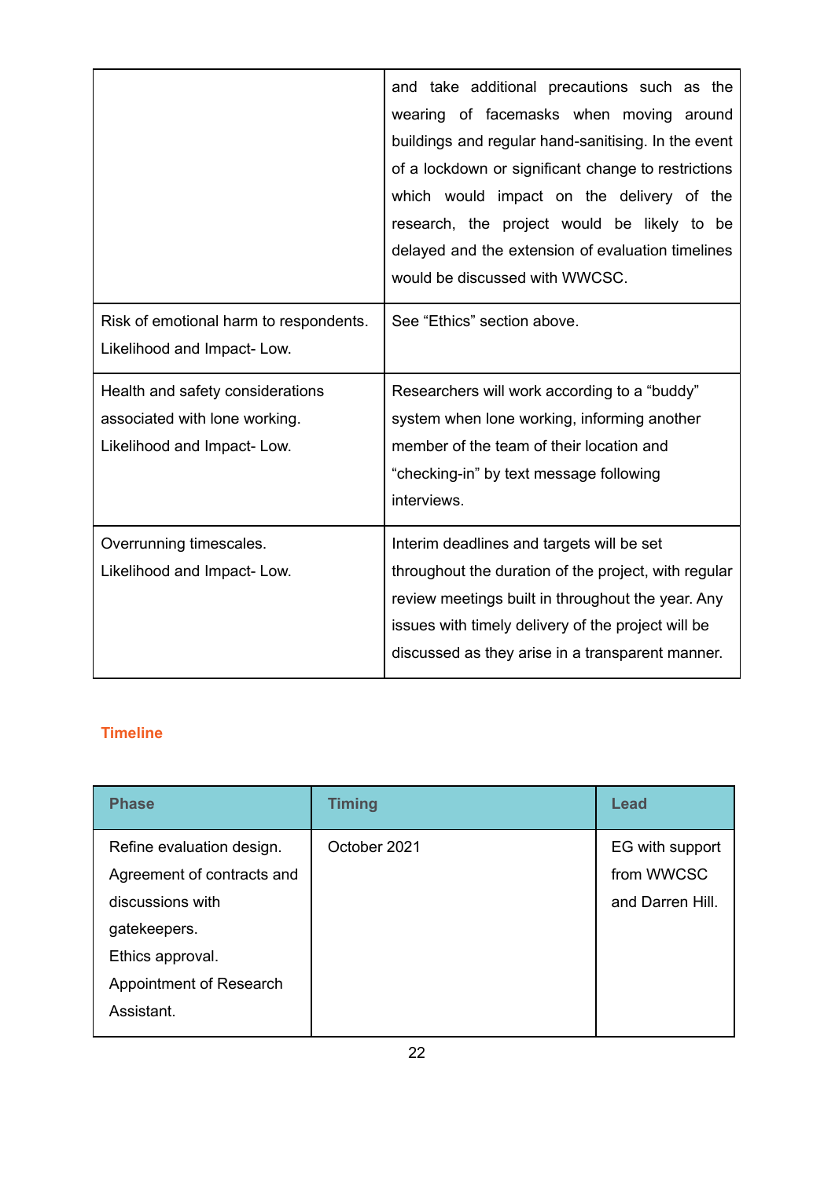| | |
|---|---|
| | and take additional precautions such as the wearing of facemasks when moving around buildings and regular hand-sanitising. In the event of a lockdown or significant change to restrictions which would impact on the delivery of the research, the project would be likely to be delayed and the extension of evaluation timelines would be discussed with WWCSC. |
| Risk of emotional harm to respondents.<br>Likelihood and Impact- Low. | See "Ethics" section above. |
| Health and safety considerations associated with lone working.<br>Likelihood and Impact- Low. | Researchers will work according to a "buddy" system when lone working, informing another member of the team of their location and "checking-in" by text message following interviews. |
| Overrunning timescales.<br>Likelihood and Impact- Low. | Interim deadlines and targets will be set throughout the duration of the project, with regular review meetings built in throughout the year. Any issues with timely delivery of the project will be discussed as they arise in a transparent manner. |

## Timeline

| Phase | Timing | Lead |
|---|---|---|
| Refine evaluation design.<br>Agreement of contracts and discussions with gatekeepers.<br>Ethics approval.<br>Appointment of Research Assistant. | October 2021 | EG with support from WWCSC and Darren Hill. |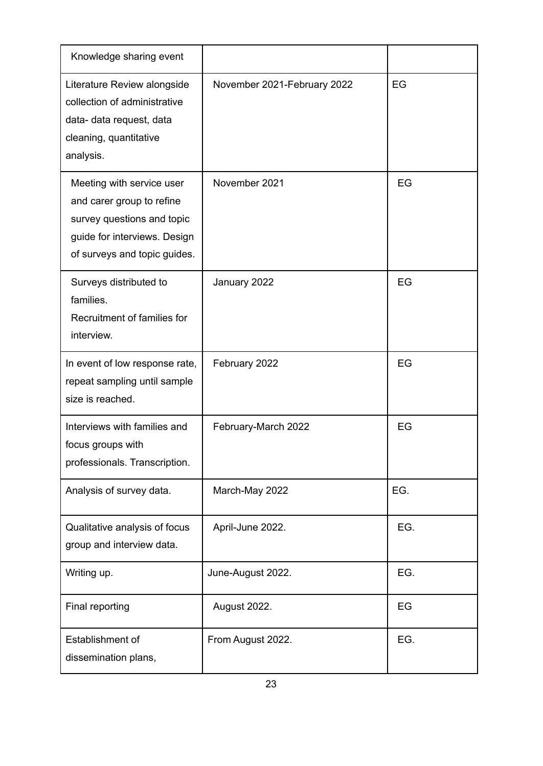| | | |
|---|---|---|
| Knowledge sharing event | | |
| Literature Review alongside collection of administrative data- data request, data cleaning, quantitative analysis. | November 2021-February 2022 | EG |
| Meeting with service user and carer group to refine survey questions and topic guide for interviews. Design of surveys and topic guides. | November 2021 | EG |
| Surveys distributed to families. Recruitment of families for interview. | January 2022 | EG |
| In event of low response rate, repeat sampling until sample size is reached. | February 2022 | EG |
| Interviews with families and focus groups with professionals. Transcription. | February-March 2022 | EG |
| Analysis of survey data. | March-May 2022 | EG. |
| Qualitative analysis of focus group and interview data. | April-June 2022. | EG. |
| Writing up. | June-August 2022. | EG. |
| Final reporting | August 2022. | EG |
| Establishment of dissemination plans, | From August 2022. | EG. |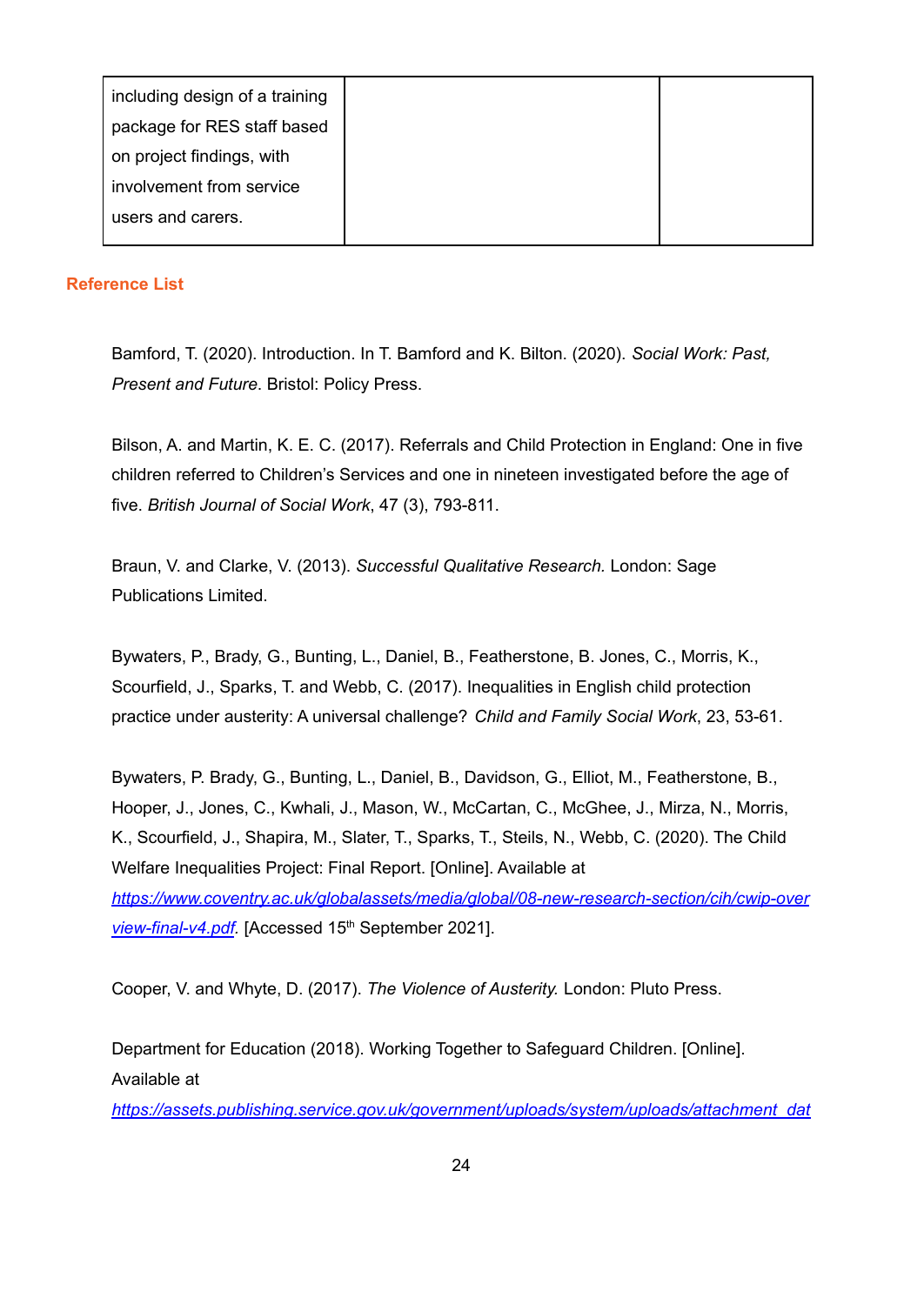| including design of a training package for RES staff based on project findings, with involvement from service users and carers. | | |
|---|---|---|

## Reference List

Bamford, T. (2020). Introduction. In T. Bamford and K. Bilton. (2020). *Social Work: Past, Present and Future*. Bristol: Policy Press.

Bilson, A. and Martin, K. E. C. (2017). Referrals and Child Protection in England: One in five children referred to Children's Services and one in nineteen investigated before the age of five. *British Journal of Social Work*, 47 (3), 793-811.

Braun, V. and Clarke, V. (2013). *Successful Qualitative Research.* London: Sage Publications Limited.

Bywaters, P., Brady, G., Bunting, L., Daniel, B., Featherstone, B. Jones, C., Morris, K., Scourfield, J., Sparks, T. and Webb, C. (2017). Inequalities in English child protection practice under austerity: A universal challenge? *Child and Family Social Work*, 23, 53-61.

Bywaters, P. Brady, G., Bunting, L., Daniel, B., Davidson, G., Elliot, M., Featherstone, B., Hooper, J., Jones, C., Kwhali, J., Mason, W., McCartan, C., McGhee, J., Mirza, N., Morris, K., Scourfield, J., Shapira, M., Slater, T., Sparks, T., Steils, N., Webb, C. (2020). The Child Welfare Inequalities Project: Final Report. [Online]. Available at https://www.coventry.ac.uk/globalassets/media/global/08-new-research-section/cih/cwip-overview-final-v4.pdf. [Accessed 15th September 2021].

Cooper, V. and Whyte, D. (2017). *The Violence of Austerity.* London: Pluto Press.

Department for Education (2018). Working Together to Safeguard Children. [Online]. Available at https://assets.publishing.service.gov.uk/government/uploads/system/uploads/attachment_dat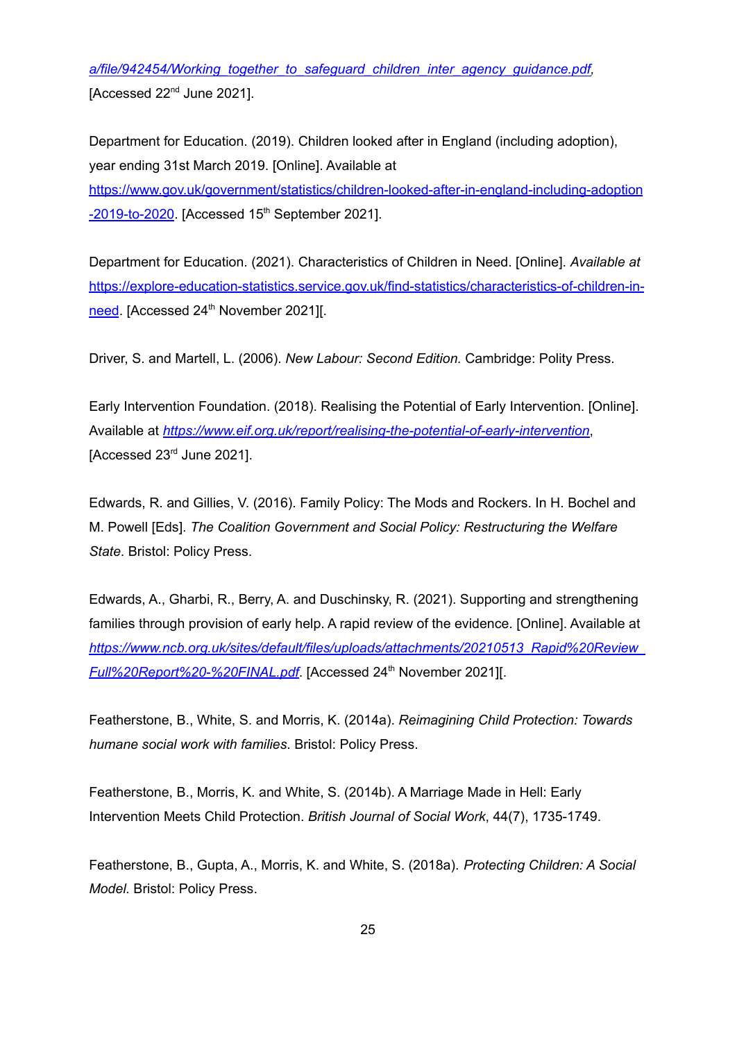*a/file/942454/Working_together_to_safeguard_children_inter_agency_guidance.pdf*, [Accessed 22nd June 2021].

Department for Education. (2019). Children looked after in England (including adoption), year ending 31st March 2019. [Online]. Available at https://www.gov.uk/government/statistics/children-looked-after-in-england-including-adoption-2019-to-2020. [Accessed 15th September 2021].

Department for Education. (2021). Characteristics of Children in Need. [Online]. *Available at* https://explore-education-statistics.service.gov.uk/find-statistics/characteristics-of-children-in-need. [Accessed 24th November 2021][.

Driver, S. and Martell, L. (2006). *New Labour: Second Edition.* Cambridge: Polity Press.

Early Intervention Foundation. (2018). Realising the Potential of Early Intervention. [Online]. Available at *https://www.eif.org.uk/report/realising-the-potential-of-early-intervention*, [Accessed 23rd June 2021].

Edwards, R. and Gillies, V. (2016). Family Policy: The Mods and Rockers. In H. Bochel and M. Powell [Eds]. *The Coalition Government and Social Policy: Restructuring the Welfare State*. Bristol: Policy Press.

Edwards, A., Gharbi, R., Berry, A. and Duschinsky, R. (2021). Supporting and strengthening families through provision of early help. A rapid review of the evidence. [Online]. Available at *https://www.ncb.org.uk/sites/default/files/uploads/attachments/20210513_Rapid%20Review_Full%20Report%20-%20FINAL.pdf*. [Accessed 24th November 2021][.

Featherstone, B., White, S. and Morris, K. (2014a). *Reimagining Child Protection: Towards humane social work with families*. Bristol: Policy Press.

Featherstone, B., Morris, K. and White, S. (2014b). A Marriage Made in Hell: Early Intervention Meets Child Protection. *British Journal of Social Work*, 44(7), 1735-1749.

Featherstone, B., Gupta, A., Morris, K. and White, S. (2018a). *Protecting Children: A Social Model.* Bristol: Policy Press.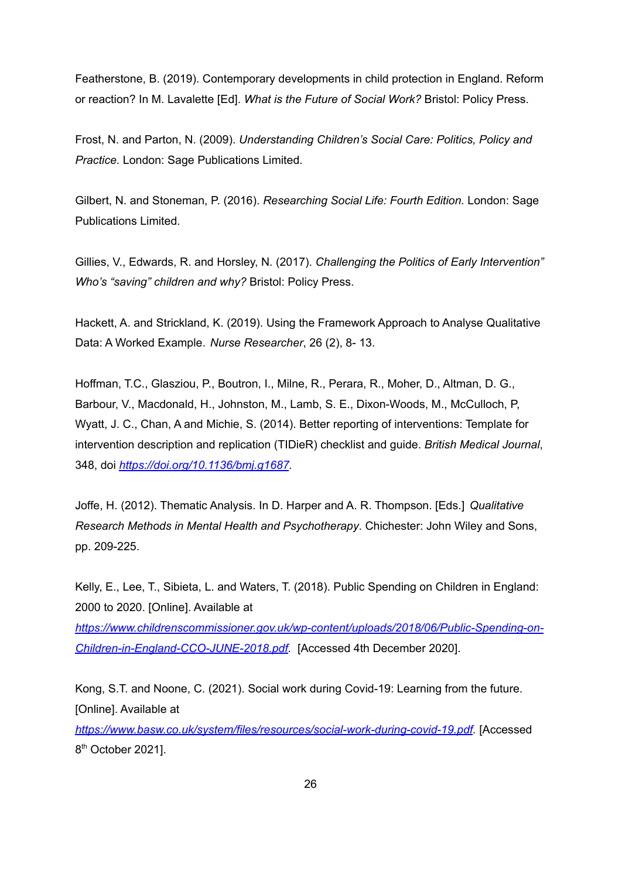Featherstone, B. (2019). Contemporary developments in child protection in England. Reform or reaction? In M. Lavalette [Ed]. *What is the Future of Social Work?* Bristol: Policy Press.

Frost, N. and Parton, N. (2009). *Understanding Children's Social Care: Politics, Policy and Practice.* London: Sage Publications Limited.

Gilbert, N. and Stoneman, P. (2016). *Researching Social Life: Fourth Edition.* London: Sage Publications Limited.

Gillies, V., Edwards, R. and Horsley, N. (2017). *Challenging the Politics of Early Intervention" Who's "saving" children and why?* Bristol: Policy Press.

Hackett, A. and Strickland, K. (2019). Using the Framework Approach to Analyse Qualitative Data: A Worked Example. *Nurse Researcher*, 26 (2), 8- 13.

Hoffman, T.C., Glasziou, P., Boutron, I., Milne, R., Perara, R., Moher, D., Altman, D. G., Barbour, V., Macdonald, H., Johnston, M., Lamb, S. E., Dixon-Woods, M., McCulloch, P, Wyatt, J. C., Chan, A and Michie, S. (2014). Better reporting of interventions: Template for intervention description and replication (TIDieR) checklist and guide. *British Medical Journal*, 348, doi *https://doi.org/10.1136/bmj.g1687*.

Joffe, H. (2012). Thematic Analysis. In D. Harper and A. R. Thompson. [Eds.] *Qualitative Research Methods in Mental Health and Psychotherapy*. Chichester: John Wiley and Sons, pp. 209-225.

Kelly, E., Lee, T., Sibieta, L. and Waters, T. (2018). Public Spending on Children in England: 2000 to 2020. [Online]. Available at *https://www.childrenscommissioner.gov.uk/wp-content/uploads/2018/06/Public-Spending-on-Children-in-England-CCO-JUNE-2018.pdf*. [Accessed 4th December 2020].

Kong, S.T. and Noone, C. (2021). Social work during Covid-19: Learning from the future. [Online]. Available at *https://www.basw.co.uk/system/files/resources/social-work-during-covid-19.pdf*. [Accessed 8th October 2021].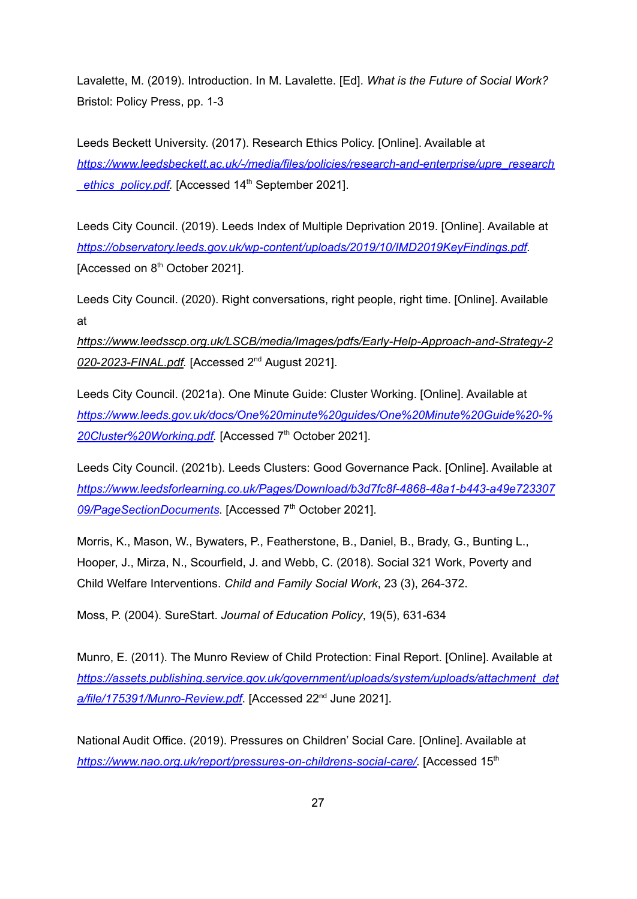Lavalette, M. (2019). Introduction. In M. Lavalette. [Ed]. *What is the Future of Social Work?* Bristol: Policy Press, pp. 1-3

Leeds Beckett University. (2017). Research Ethics Policy. [Online]. Available at https://www.leedsbeckett.ac.uk/-/media/files/policies/research-and-enterprise/upre_research_ethics_policy.pdf. [Accessed 14th September 2021].

Leeds City Council. (2019). Leeds Index of Multiple Deprivation 2019. [Online]. Available at https://observatory.leeds.gov.uk/wp-content/uploads/2019/10/IMD2019KeyFindings.pdf. [Accessed on 8th October 2021].

Leeds City Council. (2020). Right conversations, right people, right time. [Online]. Available at https://www.leedsscp.org.uk/LSCB/media/Images/pdfs/Early-Help-Approach-and-Strategy-2020-2023-FINAL.pdf. [Accessed 2nd August 2021].

Leeds City Council. (2021a). One Minute Guide: Cluster Working. [Online]. Available at https://www.leeds.gov.uk/docs/One%20minute%20guides/One%20Minute%20Guide%20-%20Cluster%20Working.pdf. [Accessed 7th October 2021].

Leeds City Council. (2021b). Leeds Clusters: Good Governance Pack. [Online]. Available at https://www.leedsforlearning.co.uk/Pages/Download/b3d7fc8f-4868-48a1-b443-a49e72330709/PageSectionDocuments. [Accessed 7th October 2021].

Morris, K., Mason, W., Bywaters, P., Featherstone, B., Daniel, B., Brady, G., Bunting L., Hooper, J., Mirza, N., Scourfield, J. and Webb, C. (2018). Social 321 Work, Poverty and Child Welfare Interventions. *Child and Family Social Work*, 23 (3), 264-372.

Moss, P. (2004). SureStart. *Journal of Education Policy*, 19(5), 631-634

Munro, E. (2011). The Munro Review of Child Protection: Final Report. [Online]. Available at https://assets.publishing.service.gov.uk/government/uploads/system/uploads/attachment_data/file/175391/Munro-Review.pdf. [Accessed 22nd June 2021].

National Audit Office. (2019). Pressures on Children' Social Care. [Online]. Available at https://www.nao.org.uk/report/pressures-on-childrens-social-care/. [Accessed 15th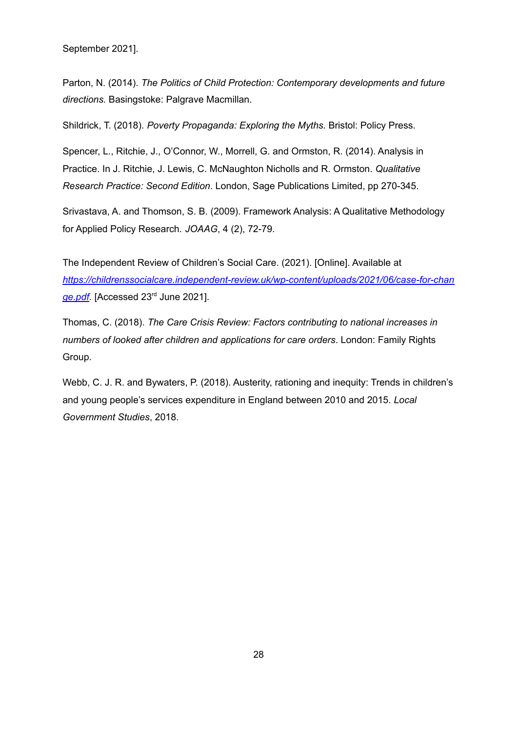September 2021].

Parton, N. (2014). *The Politics of Child Protection: Contemporary developments and future directions.* Basingstoke: Palgrave Macmillan.

Shildrick, T. (2018). *Poverty Propaganda: Exploring the Myths.* Bristol: Policy Press.

Spencer, L., Ritchie, J., O'Connor, W., Morrell, G. and Ormston, R. (2014). Analysis in Practice. In J. Ritchie, J. Lewis, C. McNaughton Nicholls and R. Ormston. *Qualitative Research Practice: Second Edition*. London, Sage Publications Limited, pp 270-345.

Srivastava, A. and Thomson, S. B. (2009). Framework Analysis: A Qualitative Methodology for Applied Policy Research. *JOAAG*, 4 (2), 72-79.

The Independent Review of Children's Social Care. (2021). [Online]. Available at [https://childrenssocialcare.independent-review.uk/wp-content/uploads/2021/06/case-for-change.pdf](https://childrenssocialcare.independent-review.uk/wp-content/uploads/2021/06/case-for-change.pdf). [Accessed 23rd June 2021].

Thomas, C. (2018). *The Care Crisis Review: Factors contributing to national increases in numbers of looked after children and applications for care orders*. London: Family Rights Group.

Webb, C. J. R. and Bywaters, P. (2018). Austerity, rationing and inequity: Trends in children's and young people's services expenditure in England between 2010 and 2015. *Local Government Studies*, 2018.